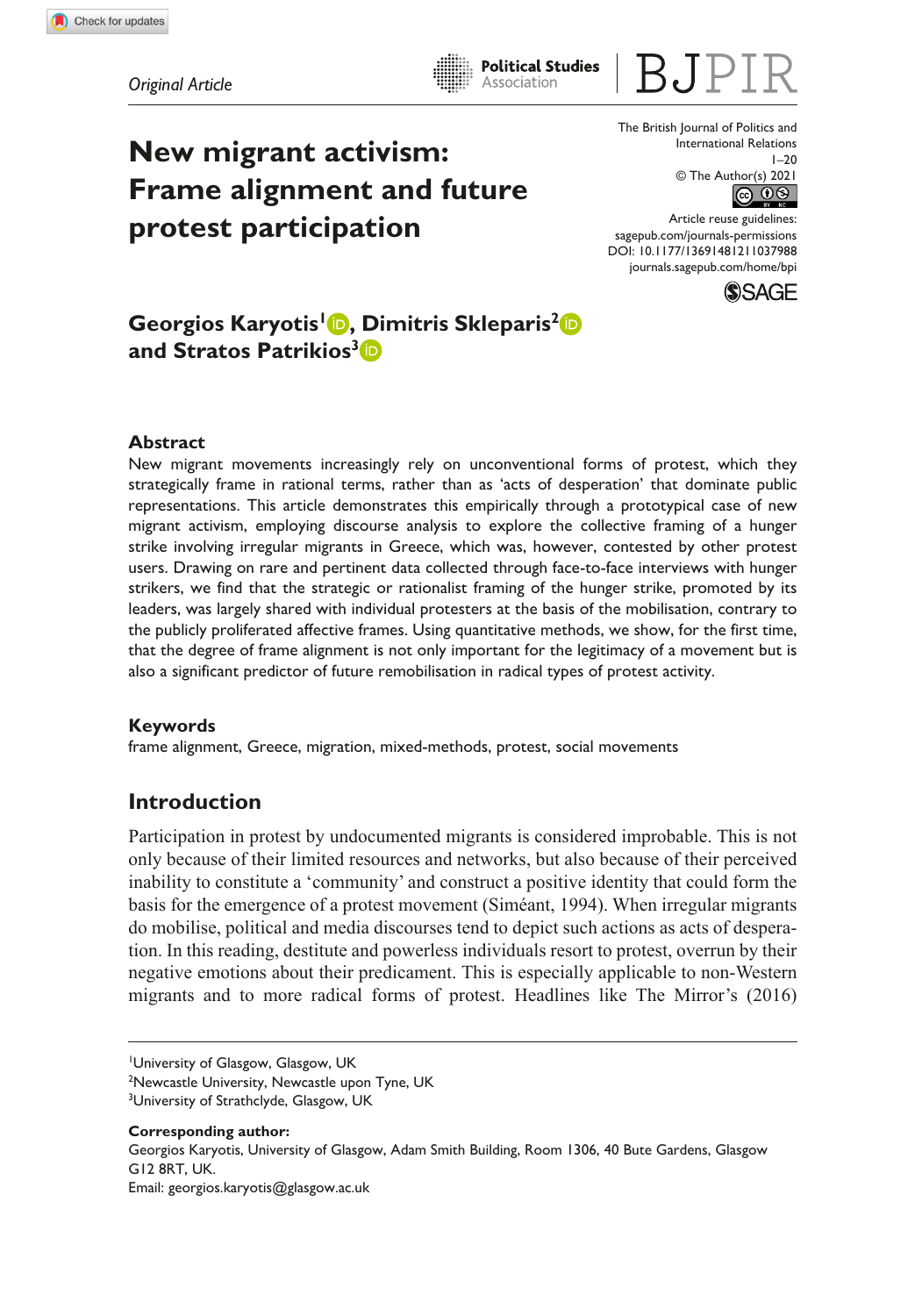*Original Article*

# New migrant activism: Frame alignment and future protest participation

**Georgios Karyotis[1], Dimitris Skleparis[2] and Stratos Patrikios[3]**

The British Journal of Politics and International Relations
© The Author(s) 2021
Article reuse guidelines: sagepub.com/journals-permissions
DOI: 10.1177/13691481211037988
journals.sagepub.com/home/bpi

## Abstract

New migrant movements increasingly rely on unconventional forms of protest, which they strategically frame in rational terms, rather than as 'acts of desperation' that dominate public representations. This article demonstrates this empirically through a prototypical case of new migrant activism, employing discourse analysis to explore the collective framing of a hunger strike involving irregular migrants in Greece, which was, however, contested by other protest users. Drawing on rare and pertinent data collected through face-to-face interviews with hunger strikers, we find that the strategic or rationalist framing of the hunger strike, promoted by its leaders, was largely shared with individual protesters at the basis of the mobilisation, contrary to the publicly proliferated affective frames. Using quantitative methods, we show, for the first time, that the degree of frame alignment is not only important for the legitimacy of a movement but is also a significant predictor of future remobilisation in radical types of protest activity.

## Keywords

frame alignment, Greece, migration, mixed-methods, protest, social movements

## Introduction

Participation in protest by undocumented migrants is considered improbable. This is not only because of their limited resources and networks, but also because of their perceived inability to constitute a 'community' and construct a positive identity that could form the basis for the emergence of a protest movement (Siméant, 1994). When irregular migrants do mobilise, political and media discourses tend to depict such actions as acts of desperation. In this reading, destitute and powerless individuals resort to protest, overrun by their negative emotions about their predicament. This is especially applicable to non-Western migrants and to more radical forms of protest. Headlines like The Mirror's (2016)

---

[1]University of Glasgow, Glasgow, UK
[2]Newcastle University, Newcastle upon Tyne, UK
[3]University of Strathclyde, Glasgow, UK

**Corresponding author:**
Georgios Karyotis, University of Glasgow, Adam Smith Building, Room 1306, 40 Bute Gardens, Glasgow G12 8RT, UK.
Email: georgios.karyotis@glasgow.ac.uk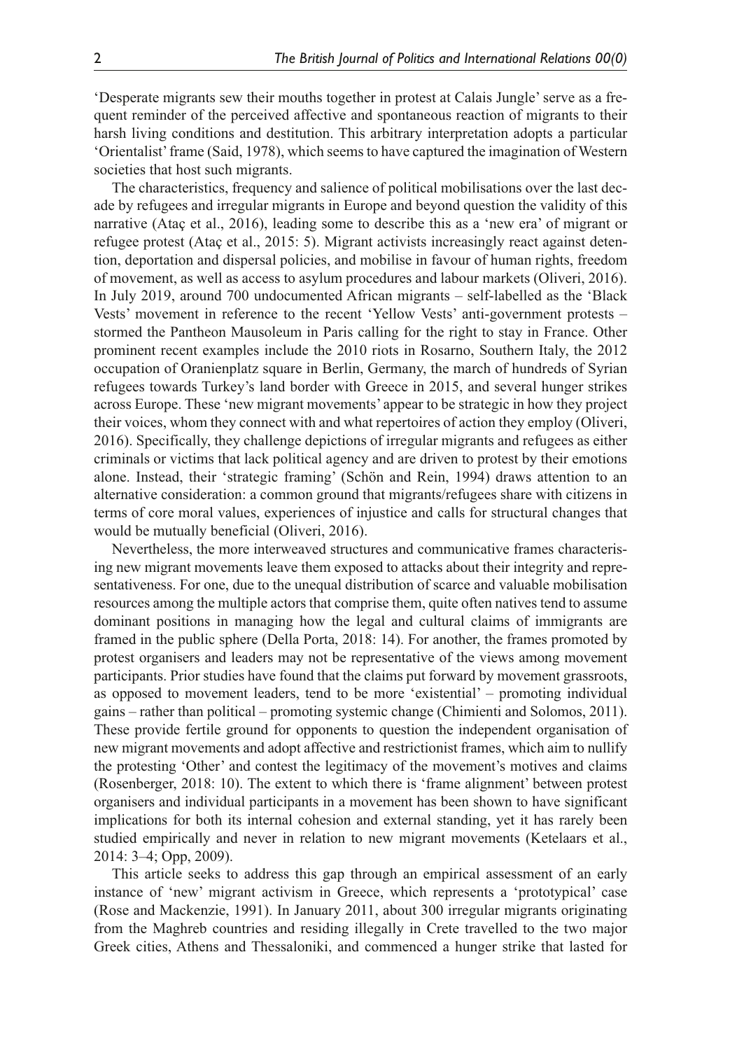'Desperate migrants sew their mouths together in protest at Calais Jungle' serve as a frequent reminder of the perceived affective and spontaneous reaction of migrants to their harsh living conditions and destitution. This arbitrary interpretation adopts a particular 'Orientalist' frame (Said, 1978), which seems to have captured the imagination of Western societies that host such migrants.

The characteristics, frequency and salience of political mobilisations over the last decade by refugees and irregular migrants in Europe and beyond question the validity of this narrative (Ataç et al., 2016), leading some to describe this as a 'new era' of migrant or refugee protest (Ataç et al., 2015: 5). Migrant activists increasingly react against detention, deportation and dispersal policies, and mobilise in favour of human rights, freedom of movement, as well as access to asylum procedures and labour markets (Oliveri, 2016). In July 2019, around 700 undocumented African migrants – self-labelled as the 'Black Vests' movement in reference to the recent 'Yellow Vests' anti-government protests – stormed the Pantheon Mausoleum in Paris calling for the right to stay in France. Other prominent recent examples include the 2010 riots in Rosarno, Southern Italy, the 2012 occupation of Oranienplatz square in Berlin, Germany, the march of hundreds of Syrian refugees towards Turkey's land border with Greece in 2015, and several hunger strikes across Europe. These 'new migrant movements' appear to be strategic in how they project their voices, whom they connect with and what repertoires of action they employ (Oliveri, 2016). Specifically, they challenge depictions of irregular migrants and refugees as either criminals or victims that lack political agency and are driven to protest by their emotions alone. Instead, their 'strategic framing' (Schön and Rein, 1994) draws attention to an alternative consideration: a common ground that migrants/refugees share with citizens in terms of core moral values, experiences of injustice and calls for structural changes that would be mutually beneficial (Oliveri, 2016).

Nevertheless, the more interweaved structures and communicative frames characterising new migrant movements leave them exposed to attacks about their integrity and representativeness. For one, due to the unequal distribution of scarce and valuable mobilisation resources among the multiple actors that comprise them, quite often natives tend to assume dominant positions in managing how the legal and cultural claims of immigrants are framed in the public sphere (Della Porta, 2018: 14). For another, the frames promoted by protest organisers and leaders may not be representative of the views among movement participants. Prior studies have found that the claims put forward by movement grassroots, as opposed to movement leaders, tend to be more 'existential' – promoting individual gains – rather than political – promoting systemic change (Chimienti and Solomos, 2011). These provide fertile ground for opponents to question the independent organisation of new migrant movements and adopt affective and restrictionist frames, which aim to nullify the protesting 'Other' and contest the legitimacy of the movement's motives and claims (Rosenberger, 2018: 10). The extent to which there is 'frame alignment' between protest organisers and individual participants in a movement has been shown to have significant implications for both its internal cohesion and external standing, yet it has rarely been studied empirically and never in relation to new migrant movements (Ketelaars et al., 2014: 3–4; Opp, 2009).

This article seeks to address this gap through an empirical assessment of an early instance of 'new' migrant activism in Greece, which represents a 'prototypical' case (Rose and Mackenzie, 1991). In January 2011, about 300 irregular migrants originating from the Maghreb countries and residing illegally in Crete travelled to the two major Greek cities, Athens and Thessaloniki, and commenced a hunger strike that lasted for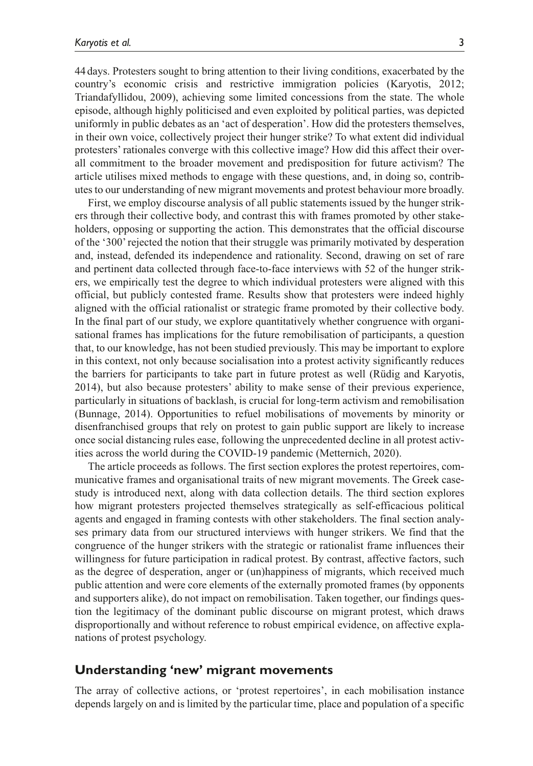44 days. Protesters sought to bring attention to their living conditions, exacerbated by the country's economic crisis and restrictive immigration policies (Karyotis, 2012; Triandafyllidou, 2009), achieving some limited concessions from the state. The whole episode, although highly politicised and even exploited by political parties, was depicted uniformly in public debates as an 'act of desperation'. How did the protesters themselves, in their own voice, collectively project their hunger strike? To what extent did individual protesters' rationales converge with this collective image? How did this affect their overall commitment to the broader movement and predisposition for future activism? The article utilises mixed methods to engage with these questions, and, in doing so, contributes to our understanding of new migrant movements and protest behaviour more broadly.

First, we employ discourse analysis of all public statements issued by the hunger strikers through their collective body, and contrast this with frames promoted by other stakeholders, opposing or supporting the action. This demonstrates that the official discourse of the '300' rejected the notion that their struggle was primarily motivated by desperation and, instead, defended its independence and rationality. Second, drawing on set of rare and pertinent data collected through face-to-face interviews with 52 of the hunger strikers, we empirically test the degree to which individual protesters were aligned with this official, but publicly contested frame. Results show that protesters were indeed highly aligned with the official rationalist or strategic frame promoted by their collective body. In the final part of our study, we explore quantitatively whether congruence with organisational frames has implications for the future remobilisation of participants, a question that, to our knowledge, has not been studied previously. This may be important to explore in this context, not only because socialisation into a protest activity significantly reduces the barriers for participants to take part in future protest as well (Rüdig and Karyotis, 2014), but also because protesters' ability to make sense of their previous experience, particularly in situations of backlash, is crucial for long-term activism and remobilisation (Bunnage, 2014). Opportunities to refuel mobilisations of movements by minority or disenfranchised groups that rely on protest to gain public support are likely to increase once social distancing rules ease, following the unprecedented decline in all protest activities across the world during the COVID-19 pandemic (Metternich, 2020).

The article proceeds as follows. The first section explores the protest repertoires, communicative frames and organisational traits of new migrant movements. The Greek case-study is introduced next, along with data collection details. The third section explores how migrant protesters projected themselves strategically as self-efficacious political agents and engaged in framing contests with other stakeholders. The final section analyses primary data from our structured interviews with hunger strikers. We find that the congruence of the hunger strikers with the strategic or rationalist frame influences their willingness for future participation in radical protest. By contrast, affective factors, such as the degree of desperation, anger or (un)happiness of migrants, which received much public attention and were core elements of the externally promoted frames (by opponents and supporters alike), do not impact on remobilisation. Taken together, our findings question the legitimacy of the dominant public discourse on migrant protest, which draws disproportionally and without reference to robust empirical evidence, on affective explanations of protest psychology.

## Understanding 'new' migrant movements

The array of collective actions, or 'protest repertoires', in each mobilisation instance depends largely on and is limited by the particular time, place and population of a specific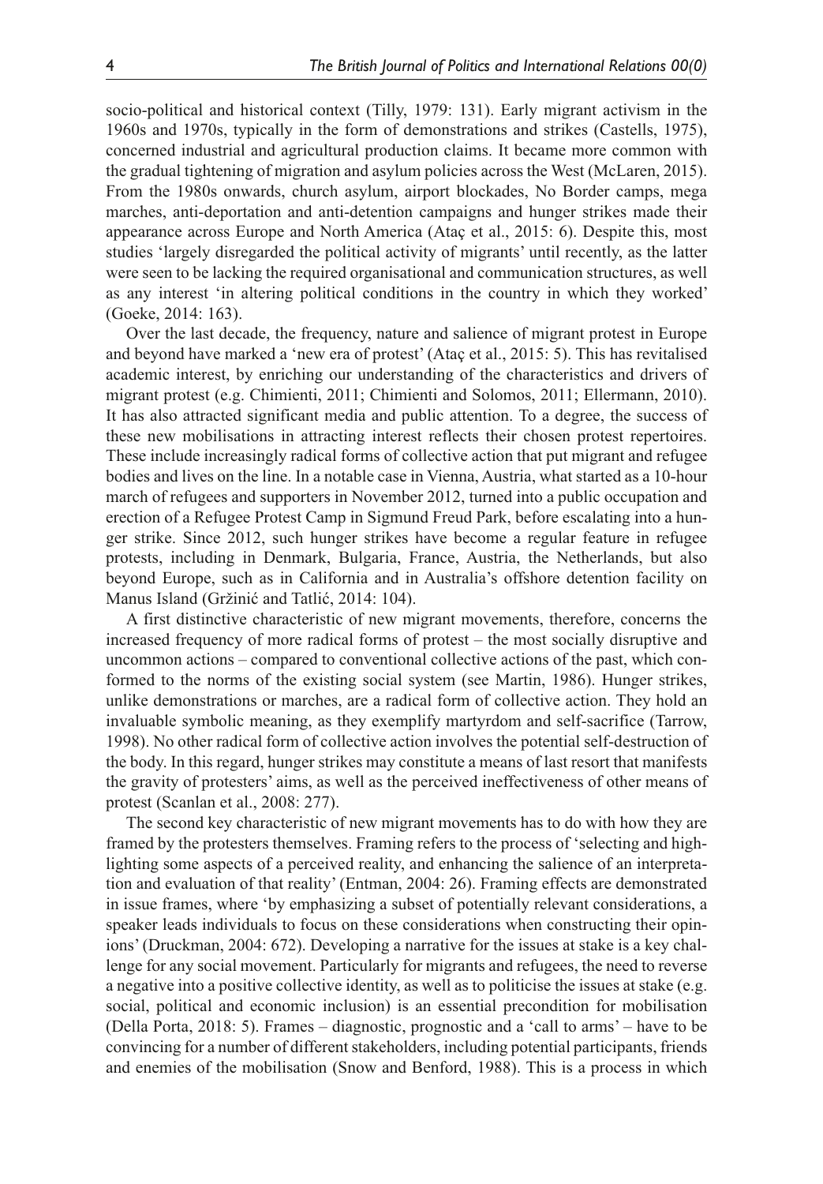socio-political and historical context (Tilly, 1979: 131). Early migrant activism in the 1960s and 1970s, typically in the form of demonstrations and strikes (Castells, 1975), concerned industrial and agricultural production claims. It became more common with the gradual tightening of migration and asylum policies across the West (McLaren, 2015). From the 1980s onwards, church asylum, airport blockades, No Border camps, mega marches, anti-deportation and anti-detention campaigns and hunger strikes made their appearance across Europe and North America (Ataç et al., 2015: 6). Despite this, most studies 'largely disregarded the political activity of migrants' until recently, as the latter were seen to be lacking the required organisational and communication structures, as well as any interest 'in altering political conditions in the country in which they worked' (Goeke, 2014: 163).

Over the last decade, the frequency, nature and salience of migrant protest in Europe and beyond have marked a 'new era of protest' (Ataç et al., 2015: 5). This has revitalised academic interest, by enriching our understanding of the characteristics and drivers of migrant protest (e.g. Chimienti, 2011; Chimienti and Solomos, 2011; Ellermann, 2010). It has also attracted significant media and public attention. To a degree, the success of these new mobilisations in attracting interest reflects their chosen protest repertoires. These include increasingly radical forms of collective action that put migrant and refugee bodies and lives on the line. In a notable case in Vienna, Austria, what started as a 10-hour march of refugees and supporters in November 2012, turned into a public occupation and erection of a Refugee Protest Camp in Sigmund Freud Park, before escalating into a hunger strike. Since 2012, such hunger strikes have become a regular feature in refugee protests, including in Denmark, Bulgaria, France, Austria, the Netherlands, but also beyond Europe, such as in California and in Australia's offshore detention facility on Manus Island (Gržinić and Tatlić, 2014: 104).

A first distinctive characteristic of new migrant movements, therefore, concerns the increased frequency of more radical forms of protest – the most socially disruptive and uncommon actions – compared to conventional collective actions of the past, which conformed to the norms of the existing social system (see Martin, 1986). Hunger strikes, unlike demonstrations or marches, are a radical form of collective action. They hold an invaluable symbolic meaning, as they exemplify martyrdom and self-sacrifice (Tarrow, 1998). No other radical form of collective action involves the potential self-destruction of the body. In this regard, hunger strikes may constitute a means of last resort that manifests the gravity of protesters' aims, as well as the perceived ineffectiveness of other means of protest (Scanlan et al., 2008: 277).

The second key characteristic of new migrant movements has to do with how they are framed by the protesters themselves. Framing refers to the process of 'selecting and highlighting some aspects of a perceived reality, and enhancing the salience of an interpretation and evaluation of that reality' (Entman, 2004: 26). Framing effects are demonstrated in issue frames, where 'by emphasizing a subset of potentially relevant considerations, a speaker leads individuals to focus on these considerations when constructing their opinions' (Druckman, 2004: 672). Developing a narrative for the issues at stake is a key challenge for any social movement. Particularly for migrants and refugees, the need to reverse a negative into a positive collective identity, as well as to politicise the issues at stake (e.g. social, political and economic inclusion) is an essential precondition for mobilisation (Della Porta, 2018: 5). Frames – diagnostic, prognostic and a 'call to arms' – have to be convincing for a number of different stakeholders, including potential participants, friends and enemies of the mobilisation (Snow and Benford, 1988). This is a process in which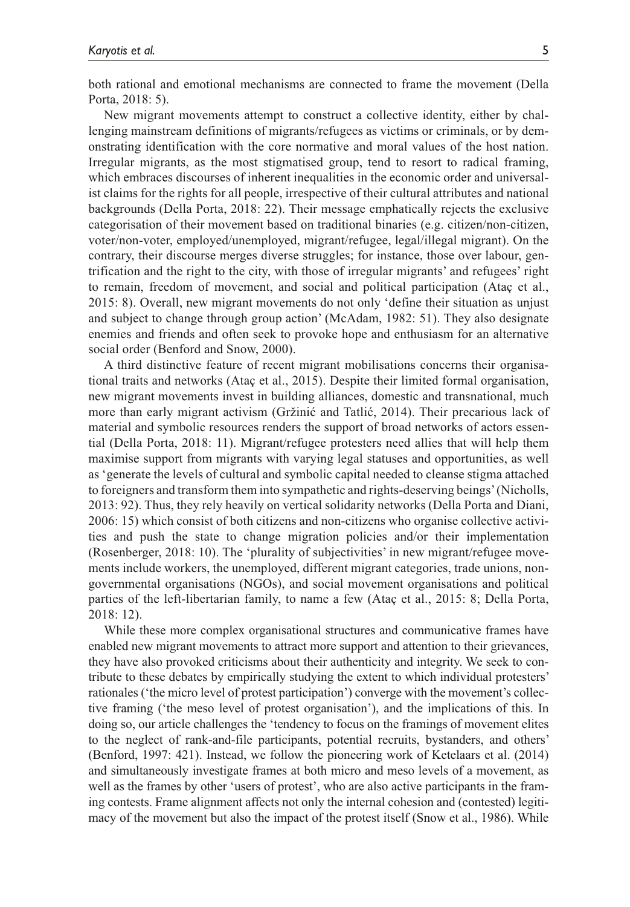both rational and emotional mechanisms are connected to frame the movement (Della Porta, 2018: 5).

New migrant movements attempt to construct a collective identity, either by challenging mainstream definitions of migrants/refugees as victims or criminals, or by demonstrating identification with the core normative and moral values of the host nation. Irregular migrants, as the most stigmatised group, tend to resort to radical framing, which embraces discourses of inherent inequalities in the economic order and universalist claims for the rights for all people, irrespective of their cultural attributes and national backgrounds (Della Porta, 2018: 22). Their message emphatically rejects the exclusive categorisation of their movement based on traditional binaries (e.g. citizen/non-citizen, voter/non-voter, employed/unemployed, migrant/refugee, legal/illegal migrant). On the contrary, their discourse merges diverse struggles; for instance, those over labour, gentrification and the right to the city, with those of irregular migrants' and refugees' right to remain, freedom of movement, and social and political participation (Ataç et al., 2015: 8). Overall, new migrant movements do not only 'define their situation as unjust and subject to change through group action' (McAdam, 1982: 51). They also designate enemies and friends and often seek to provoke hope and enthusiasm for an alternative social order (Benford and Snow, 2000).

A third distinctive feature of recent migrant mobilisations concerns their organisational traits and networks (Ataç et al., 2015). Despite their limited formal organisation, new migrant movements invest in building alliances, domestic and transnational, much more than early migrant activism (Gržinić and Tatlić, 2014). Their precarious lack of material and symbolic resources renders the support of broad networks of actors essential (Della Porta, 2018: 11). Migrant/refugee protesters need allies that will help them maximise support from migrants with varying legal statuses and opportunities, as well as 'generate the levels of cultural and symbolic capital needed to cleanse stigma attached to foreigners and transform them into sympathetic and rights-deserving beings' (Nicholls, 2013: 92). Thus, they rely heavily on vertical solidarity networks (Della Porta and Diani, 2006: 15) which consist of both citizens and non-citizens who organise collective activities and push the state to change migration policies and/or their implementation (Rosenberger, 2018: 10). The 'plurality of subjectivities' in new migrant/refugee movements include workers, the unemployed, different migrant categories, trade unions, non-governmental organisations (NGOs), and social movement organisations and political parties of the left-libertarian family, to name a few (Ataç et al., 2015: 8; Della Porta, 2018: 12).

While these more complex organisational structures and communicative frames have enabled new migrant movements to attract more support and attention to their grievances, they have also provoked criticisms about their authenticity and integrity. We seek to contribute to these debates by empirically studying the extent to which individual protesters' rationales ('the micro level of protest participation') converge with the movement's collective framing ('the meso level of protest organisation'), and the implications of this. In doing so, our article challenges the 'tendency to focus on the framings of movement elites to the neglect of rank-and-file participants, potential recruits, bystanders, and others' (Benford, 1997: 421). Instead, we follow the pioneering work of Ketelaars et al. (2014) and simultaneously investigate frames at both micro and meso levels of a movement, as well as the frames by other 'users of protest', who are also active participants in the framing contests. Frame alignment affects not only the internal cohesion and (contested) legitimacy of the movement but also the impact of the protest itself (Snow et al., 1986). While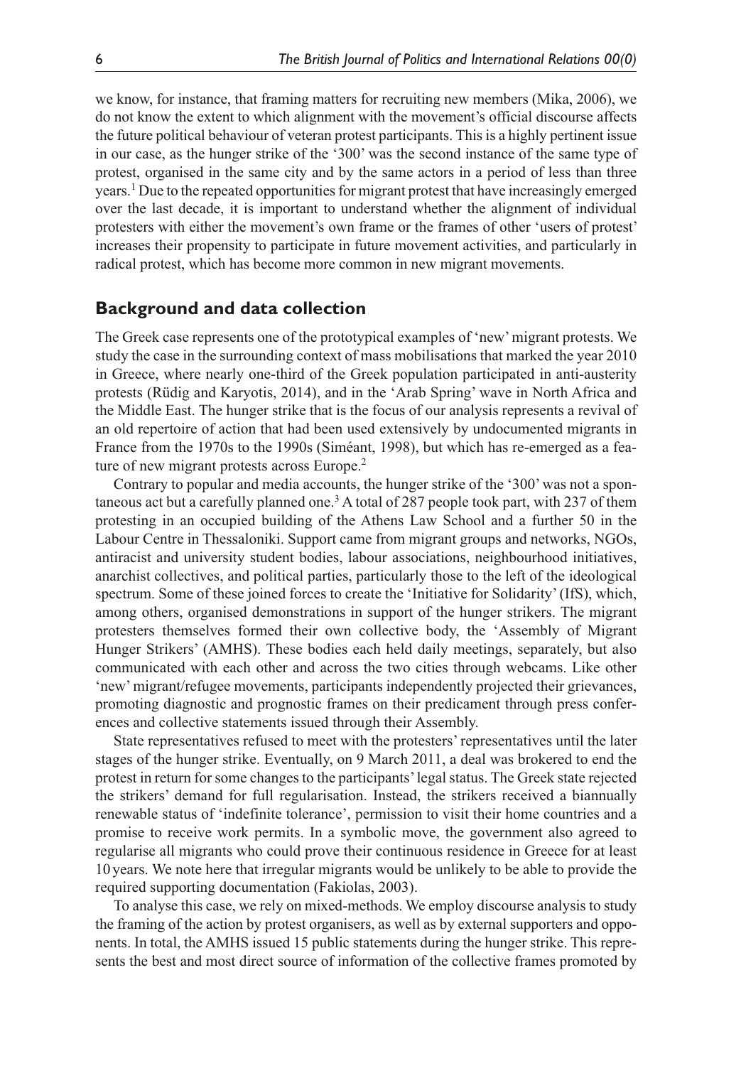we know, for instance, that framing matters for recruiting new members (Mika, 2006), we do not know the extent to which alignment with the movement's official discourse affects the future political behaviour of veteran protest participants. This is a highly pertinent issue in our case, as the hunger strike of the '300' was the second instance of the same type of protest, organised in the same city and by the same actors in a period of less than three years.[1] Due to the repeated opportunities for migrant protest that have increasingly emerged over the last decade, it is important to understand whether the alignment of individual protesters with either the movement's own frame or the frames of other 'users of protest' increases their propensity to participate in future movement activities, and particularly in radical protest, which has become more common in new migrant movements.

## Background and data collection

The Greek case represents one of the prototypical examples of 'new' migrant protests. We study the case in the surrounding context of mass mobilisations that marked the year 2010 in Greece, where nearly one-third of the Greek population participated in anti-austerity protests (Rüdig and Karyotis, 2014), and in the 'Arab Spring' wave in North Africa and the Middle East. The hunger strike that is the focus of our analysis represents a revival of an old repertoire of action that had been used extensively by undocumented migrants in France from the 1970s to the 1990s (Siméant, 1998), but which has re-emerged as a feature of new migrant protests across Europe.[2]

Contrary to popular and media accounts, the hunger strike of the '300' was not a spontaneous act but a carefully planned one.[3] A total of 287 people took part, with 237 of them protesting in an occupied building of the Athens Law School and a further 50 in the Labour Centre in Thessaloniki. Support came from migrant groups and networks, NGOs, antiracist and university student bodies, labour associations, neighbourhood initiatives, anarchist collectives, and political parties, particularly those to the left of the ideological spectrum. Some of these joined forces to create the 'Initiative for Solidarity' (IfS), which, among others, organised demonstrations in support of the hunger strikers. The migrant protesters themselves formed their own collective body, the 'Assembly of Migrant Hunger Strikers' (AMHS). These bodies each held daily meetings, separately, but also communicated with each other and across the two cities through webcams. Like other 'new' migrant/refugee movements, participants independently projected their grievances, promoting diagnostic and prognostic frames on their predicament through press conferences and collective statements issued through their Assembly.

State representatives refused to meet with the protesters' representatives until the later stages of the hunger strike. Eventually, on 9 March 2011, a deal was brokered to end the protest in return for some changes to the participants' legal status. The Greek state rejected the strikers' demand for full regularisation. Instead, the strikers received a biannually renewable status of 'indefinite tolerance', permission to visit their home countries and a promise to receive work permits. In a symbolic move, the government also agreed to regularise all migrants who could prove their continuous residence in Greece for at least 10 years. We note here that irregular migrants would be unlikely to be able to provide the required supporting documentation (Fakiolas, 2003).

To analyse this case, we rely on mixed-methods. We employ discourse analysis to study the framing of the action by protest organisers, as well as by external supporters and opponents. In total, the AMHS issued 15 public statements during the hunger strike. This represents the best and most direct source of information of the collective frames promoted by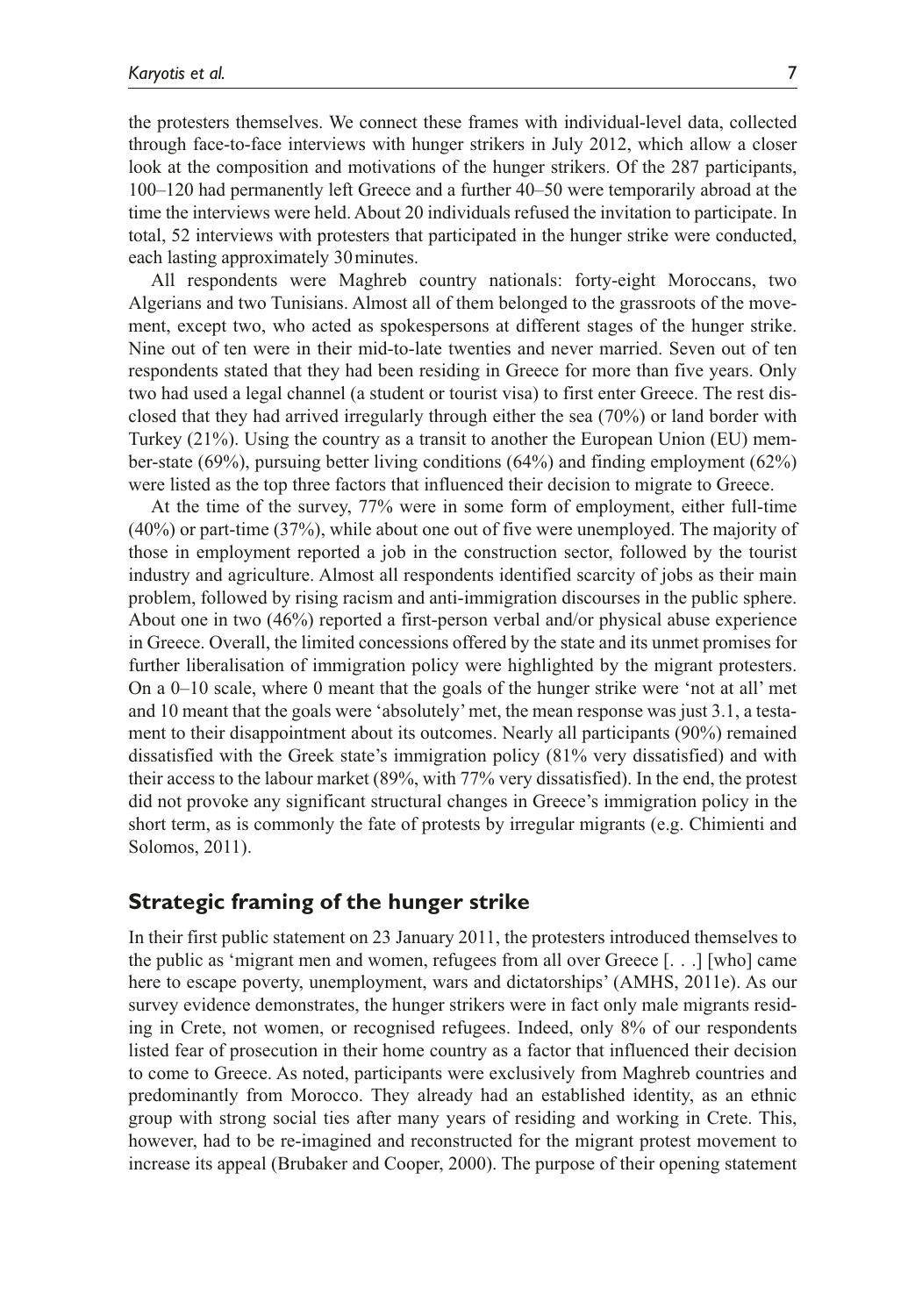the protesters themselves. We connect these frames with individual-level data, collected through face-to-face interviews with hunger strikers in July 2012, which allow a closer look at the composition and motivations of the hunger strikers. Of the 287 participants, 100–120 had permanently left Greece and a further 40–50 were temporarily abroad at the time the interviews were held. About 20 individuals refused the invitation to participate. In total, 52 interviews with protesters that participated in the hunger strike were conducted, each lasting approximately 30 minutes.

All respondents were Maghreb country nationals: forty-eight Moroccans, two Algerians and two Tunisians. Almost all of them belonged to the grassroots of the movement, except two, who acted as spokespersons at different stages of the hunger strike. Nine out of ten were in their mid-to-late twenties and never married. Seven out of ten respondents stated that they had been residing in Greece for more than five years. Only two had used a legal channel (a student or tourist visa) to first enter Greece. The rest disclosed that they had arrived irregularly through either the sea (70%) or land border with Turkey (21%). Using the country as a transit to another the European Union (EU) member-state (69%), pursuing better living conditions (64%) and finding employment (62%) were listed as the top three factors that influenced their decision to migrate to Greece.

At the time of the survey, 77% were in some form of employment, either full-time (40%) or part-time (37%), while about one out of five were unemployed. The majority of those in employment reported a job in the construction sector, followed by the tourist industry and agriculture. Almost all respondents identified scarcity of jobs as their main problem, followed by rising racism and anti-immigration discourses in the public sphere. About one in two (46%) reported a first-person verbal and/or physical abuse experience in Greece. Overall, the limited concessions offered by the state and its unmet promises for further liberalisation of immigration policy were highlighted by the migrant protesters. On a 0–10 scale, where 0 meant that the goals of the hunger strike were 'not at all' met and 10 meant that the goals were 'absolutely' met, the mean response was just 3.1, a testament to their disappointment about its outcomes. Nearly all participants (90%) remained dissatisfied with the Greek state's immigration policy (81% very dissatisfied) and with their access to the labour market (89%, with 77% very dissatisfied). In the end, the protest did not provoke any significant structural changes in Greece's immigration policy in the short term, as is commonly the fate of protests by irregular migrants (e.g. Chimienti and Solomos, 2011).

## Strategic framing of the hunger strike

In their first public statement on 23 January 2011, the protesters introduced themselves to the public as 'migrant men and women, refugees from all over Greece [. . .] [who] came here to escape poverty, unemployment, wars and dictatorships' (AMHS, 2011e). As our survey evidence demonstrates, the hunger strikers were in fact only male migrants residing in Crete, not women, or recognised refugees. Indeed, only 8% of our respondents listed fear of prosecution in their home country as a factor that influenced their decision to come to Greece. As noted, participants were exclusively from Maghreb countries and predominantly from Morocco. They already had an established identity, as an ethnic group with strong social ties after many years of residing and working in Crete. This, however, had to be re-imagined and reconstructed for the migrant protest movement to increase its appeal (Brubaker and Cooper, 2000). The purpose of their opening statement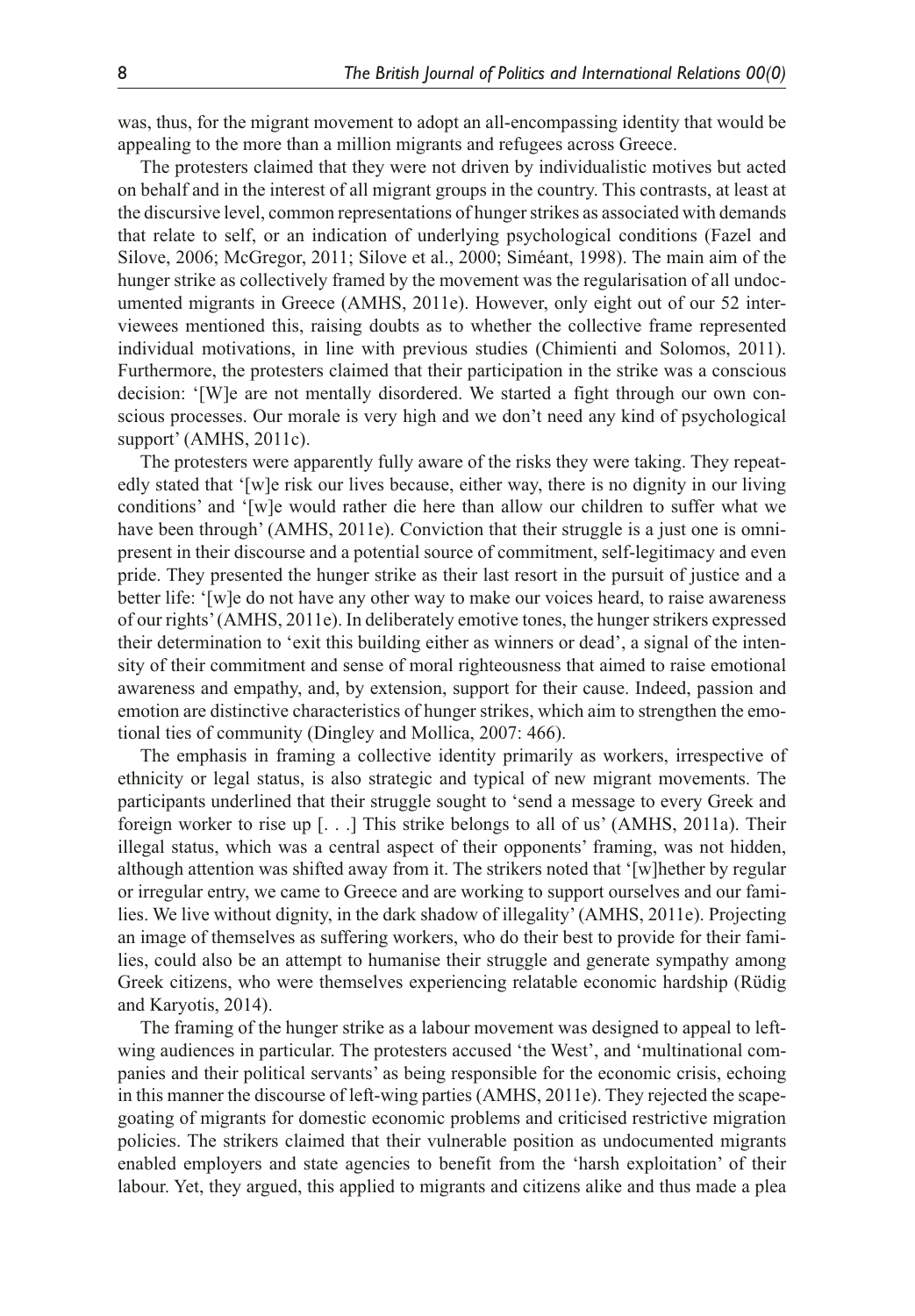was, thus, for the migrant movement to adopt an all-encompassing identity that would be appealing to the more than a million migrants and refugees across Greece.

The protesters claimed that they were not driven by individualistic motives but acted on behalf and in the interest of all migrant groups in the country. This contrasts, at least at the discursive level, common representations of hunger strikes as associated with demands that relate to self, or an indication of underlying psychological conditions (Fazel and Silove, 2006; McGregor, 2011; Silove et al., 2000; Siméant, 1998). The main aim of the hunger strike as collectively framed by the movement was the regularisation of all undocumented migrants in Greece (AMHS, 2011e). However, only eight out of our 52 interviewees mentioned this, raising doubts as to whether the collective frame represented individual motivations, in line with previous studies (Chimienti and Solomos, 2011). Furthermore, the protesters claimed that their participation in the strike was a conscious decision: '[W]e are not mentally disordered. We started a fight through our own conscious processes. Our morale is very high and we don't need any kind of psychological support' (AMHS, 2011c).

The protesters were apparently fully aware of the risks they were taking. They repeatedly stated that '[w]e risk our lives because, either way, there is no dignity in our living conditions' and '[w]e would rather die here than allow our children to suffer what we have been through' (AMHS, 2011e). Conviction that their struggle is a just one is omnipresent in their discourse and a potential source of commitment, self-legitimacy and even pride. They presented the hunger strike as their last resort in the pursuit of justice and a better life: '[w]e do not have any other way to make our voices heard, to raise awareness of our rights' (AMHS, 2011e). In deliberately emotive tones, the hunger strikers expressed their determination to 'exit this building either as winners or dead', a signal of the intensity of their commitment and sense of moral righteousness that aimed to raise emotional awareness and empathy, and, by extension, support for their cause. Indeed, passion and emotion are distinctive characteristics of hunger strikes, which aim to strengthen the emotional ties of community (Dingley and Mollica, 2007: 466).

The emphasis in framing a collective identity primarily as workers, irrespective of ethnicity or legal status, is also strategic and typical of new migrant movements. The participants underlined that their struggle sought to 'send a message to every Greek and foreign worker to rise up [. . .] This strike belongs to all of us' (AMHS, 2011a). Their illegal status, which was a central aspect of their opponents' framing, was not hidden, although attention was shifted away from it. The strikers noted that '[w]hether by regular or irregular entry, we came to Greece and are working to support ourselves and our families. We live without dignity, in the dark shadow of illegality' (AMHS, 2011e). Projecting an image of themselves as suffering workers, who do their best to provide for their families, could also be an attempt to humanise their struggle and generate sympathy among Greek citizens, who were themselves experiencing relatable economic hardship (Rüdig and Karyotis, 2014).

The framing of the hunger strike as a labour movement was designed to appeal to left-wing audiences in particular. The protesters accused 'the West', and 'multinational companies and their political servants' as being responsible for the economic crisis, echoing in this manner the discourse of left-wing parties (AMHS, 2011e). They rejected the scapegoating of migrants for domestic economic problems and criticised restrictive migration policies. The strikers claimed that their vulnerable position as undocumented migrants enabled employers and state agencies to benefit from the 'harsh exploitation' of their labour. Yet, they argued, this applied to migrants and citizens alike and thus made a plea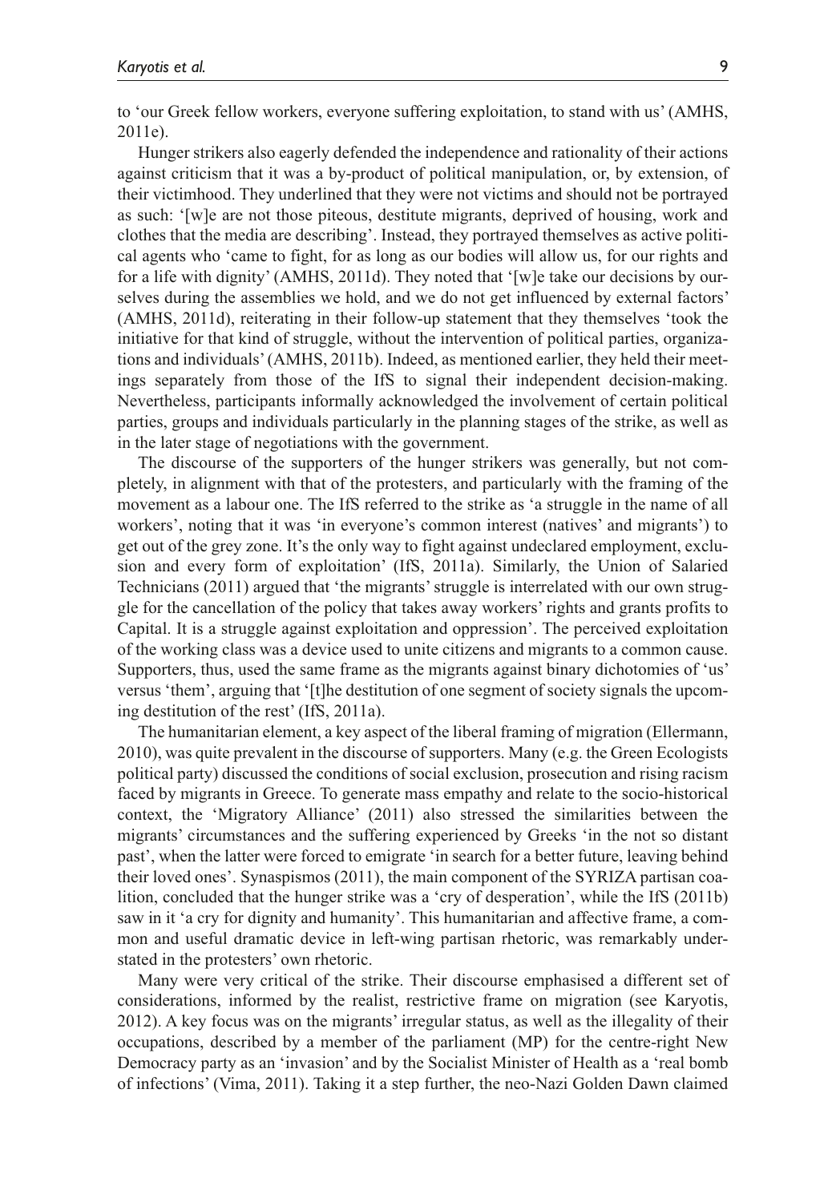to 'our Greek fellow workers, everyone suffering exploitation, to stand with us' (AMHS, 2011e).

Hunger strikers also eagerly defended the independence and rationality of their actions against criticism that it was a by-product of political manipulation, or, by extension, of their victimhood. They underlined that they were not victims and should not be portrayed as such: '[w]e are not those piteous, destitute migrants, deprived of housing, work and clothes that the media are describing'. Instead, they portrayed themselves as active political agents who 'came to fight, for as long as our bodies will allow us, for our rights and for a life with dignity' (AMHS, 2011d). They noted that '[w]e take our decisions by ourselves during the assemblies we hold, and we do not get influenced by external factors' (AMHS, 2011d), reiterating in their follow-up statement that they themselves 'took the initiative for that kind of struggle, without the intervention of political parties, organizations and individuals' (AMHS, 2011b). Indeed, as mentioned earlier, they held their meetings separately from those of the IfS to signal their independent decision-making. Nevertheless, participants informally acknowledged the involvement of certain political parties, groups and individuals particularly in the planning stages of the strike, as well as in the later stage of negotiations with the government.

The discourse of the supporters of the hunger strikers was generally, but not completely, in alignment with that of the protesters, and particularly with the framing of the movement as a labour one. The IfS referred to the strike as 'a struggle in the name of all workers', noting that it was 'in everyone's common interest (natives' and migrants') to get out of the grey zone. It's the only way to fight against undeclared employment, exclusion and every form of exploitation' (IfS, 2011a). Similarly, the Union of Salaried Technicians (2011) argued that 'the migrants' struggle is interrelated with our own struggle for the cancellation of the policy that takes away workers' rights and grants profits to Capital. It is a struggle against exploitation and oppression'. The perceived exploitation of the working class was a device used to unite citizens and migrants to a common cause. Supporters, thus, used the same frame as the migrants against binary dichotomies of 'us' versus 'them', arguing that '[t]he destitution of one segment of society signals the upcoming destitution of the rest' (IfS, 2011a).

The humanitarian element, a key aspect of the liberal framing of migration (Ellermann, 2010), was quite prevalent in the discourse of supporters. Many (e.g. the Green Ecologists political party) discussed the conditions of social exclusion, prosecution and rising racism faced by migrants in Greece. To generate mass empathy and relate to the socio-historical context, the 'Migratory Alliance' (2011) also stressed the similarities between the migrants' circumstances and the suffering experienced by Greeks 'in the not so distant past', when the latter were forced to emigrate 'in search for a better future, leaving behind their loved ones'. Synaspismos (2011), the main component of the SYRIZA partisan coalition, concluded that the hunger strike was a 'cry of desperation', while the IfS (2011b) saw in it 'a cry for dignity and humanity'. This humanitarian and affective frame, a common and useful dramatic device in left-wing partisan rhetoric, was remarkably understated in the protesters' own rhetoric.

Many were very critical of the strike. Their discourse emphasised a different set of considerations, informed by the realist, restrictive frame on migration (see Karyotis, 2012). A key focus was on the migrants' irregular status, as well as the illegality of their occupations, described by a member of the parliament (MP) for the centre-right New Democracy party as an 'invasion' and by the Socialist Minister of Health as a 'real bomb of infections' (Vima, 2011). Taking it a step further, the neo-Nazi Golden Dawn claimed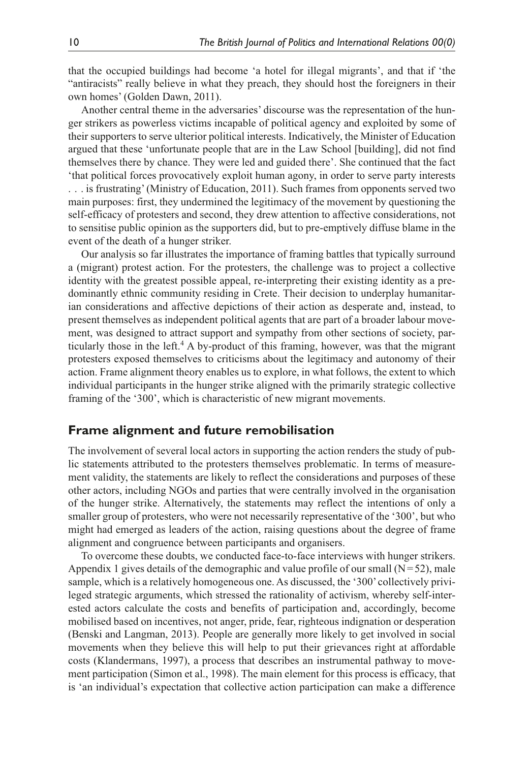that the occupied buildings had become 'a hotel for illegal migrants', and that if 'the "antiracists" really believe in what they preach, they should host the foreigners in their own homes' (Golden Dawn, 2011).

Another central theme in the adversaries' discourse was the representation of the hunger strikers as powerless victims incapable of political agency and exploited by some of their supporters to serve ulterior political interests. Indicatively, the Minister of Education argued that these 'unfortunate people that are in the Law School [building], did not find themselves there by chance. They were led and guided there'. She continued that the fact 'that political forces provocatively exploit human agony, in order to serve party interests . . . is frustrating' (Ministry of Education, 2011). Such frames from opponents served two main purposes: first, they undermined the legitimacy of the movement by questioning the self-efficacy of protesters and second, they drew attention to affective considerations, not to sensitise public opinion as the supporters did, but to pre-emptively diffuse blame in the event of the death of a hunger striker.

Our analysis so far illustrates the importance of framing battles that typically surround a (migrant) protest action. For the protesters, the challenge was to project a collective identity with the greatest possible appeal, re-interpreting their existing identity as a predominantly ethnic community residing in Crete. Their decision to underplay humanitarian considerations and affective depictions of their action as desperate and, instead, to present themselves as independent political agents that are part of a broader labour movement, was designed to attract support and sympathy from other sections of society, particularly those in the left.[4] A by-product of this framing, however, was that the migrant protesters exposed themselves to criticisms about the legitimacy and autonomy of their action. Frame alignment theory enables us to explore, in what follows, the extent to which individual participants in the hunger strike aligned with the primarily strategic collective framing of the '300', which is characteristic of new migrant movements.

## Frame alignment and future remobilisation

The involvement of several local actors in supporting the action renders the study of public statements attributed to the protesters themselves problematic. In terms of measurement validity, the statements are likely to reflect the considerations and purposes of these other actors, including NGOs and parties that were centrally involved in the organisation of the hunger strike. Alternatively, the statements may reflect the intentions of only a smaller group of protesters, who were not necessarily representative of the '300', but who might had emerged as leaders of the action, raising questions about the degree of frame alignment and congruence between participants and organisers.

To overcome these doubts, we conducted face-to-face interviews with hunger strikers. Appendix 1 gives details of the demographic and value profile of our small ($N = 52$), male sample, which is a relatively homogeneous one. As discussed, the '300' collectively privileged strategic arguments, which stressed the rationality of activism, whereby self-interested actors calculate the costs and benefits of participation and, accordingly, become mobilised based on incentives, not anger, pride, fear, righteous indignation or desperation (Benski and Langman, 2013). People are generally more likely to get involved in social movements when they believe this will help to put their grievances right at affordable costs (Klandermans, 1997), a process that describes an instrumental pathway to movement participation (Simon et al., 1998). The main element for this process is efficacy, that is 'an individual's expectation that collective action participation can make a difference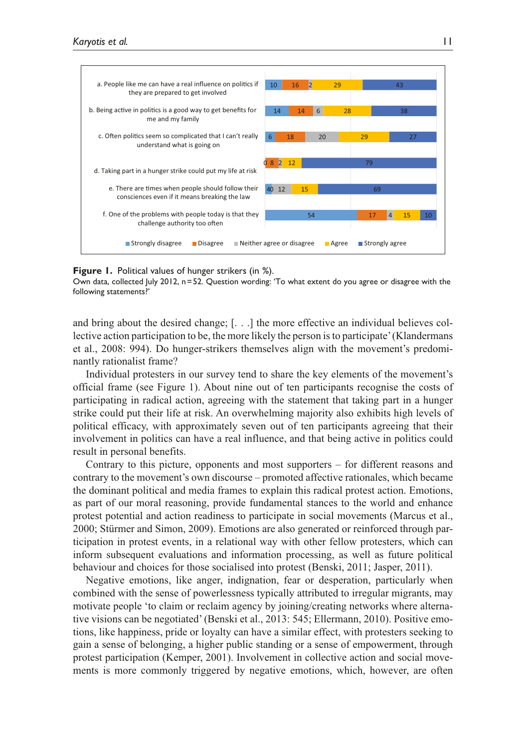| Statement | Strongly disagree | Disagree | Neither agree or disagree | Agree | Strongly agree |
|---|---|---|---|---|---|
| a. People like me can have a real influence on politics if they are prepared to get involved | 10 | 16 | 2 | 29 | 43 |
| b. Being active in politics is a good way to get benefits for me and my family | 14 | 14 | 6 | 28 | 38 |
| c. Often politics seem so complicated that I can't really understand what is going on | 6 | 18 | 20 | 29 | 27 |
| d. Taking part in a hunger strike could put my life at risk | 0 | 8 | 2 | 12 | 79 |
| e. There are times when people should follow their consciences even if it means breaking the law | 4 | 0 | 12 | 15 | 69 |
| f. One of the problems with people today is that they challenge authority too often | 54 | 17 | 4 | 15 | 10 |

**Figure 1.** Political values of hunger strikers (in %).
Own data, collected July 2012, n = 52. Question wording: 'To what extent do you agree or disagree with the following statements?'

and bring about the desired change; [. . .] the more effective an individual believes collective action participation to be, the more likely the person is to participate' (Klandermans et al., 2008: 994). Do hunger-strikers themselves align with the movement's predominantly rationalist frame?

Individual protesters in our survey tend to share the key elements of the movement's official frame (see Figure 1). About nine out of ten participants recognise the costs of participating in radical action, agreeing with the statement that taking part in a hunger strike could put their life at risk. An overwhelming majority also exhibits high levels of political efficacy, with approximately seven out of ten participants agreeing that their involvement in politics can have a real influence, and that being active in politics could result in personal benefits.

Contrary to this picture, opponents and most supporters – for different reasons and contrary to the movement's own discourse – promoted affective rationales, which became the dominant political and media frames to explain this radical protest action. Emotions, as part of our moral reasoning, provide fundamental stances to the world and enhance protest potential and action readiness to participate in social movements (Marcus et al., 2000; Stürmer and Simon, 2009). Emotions are also generated or reinforced through participation in protest events, in a relational way with other fellow protesters, which can inform subsequent evaluations and information processing, as well as future political behaviour and choices for those socialised into protest (Benski, 2011; Jasper, 2011).

Negative emotions, like anger, indignation, fear or desperation, particularly when combined with the sense of powerlessness typically attributed to irregular migrants, may motivate people 'to claim or reclaim agency by joining/creating networks where alternative visions can be negotiated' (Benski et al., 2013: 545; Ellermann, 2010). Positive emotions, like happiness, pride or loyalty can have a similar effect, with protesters seeking to gain a sense of belonging, a higher public standing or a sense of empowerment, through protest participation (Kemper, 2001). Involvement in collective action and social movements is more commonly triggered by negative emotions, which, however, are often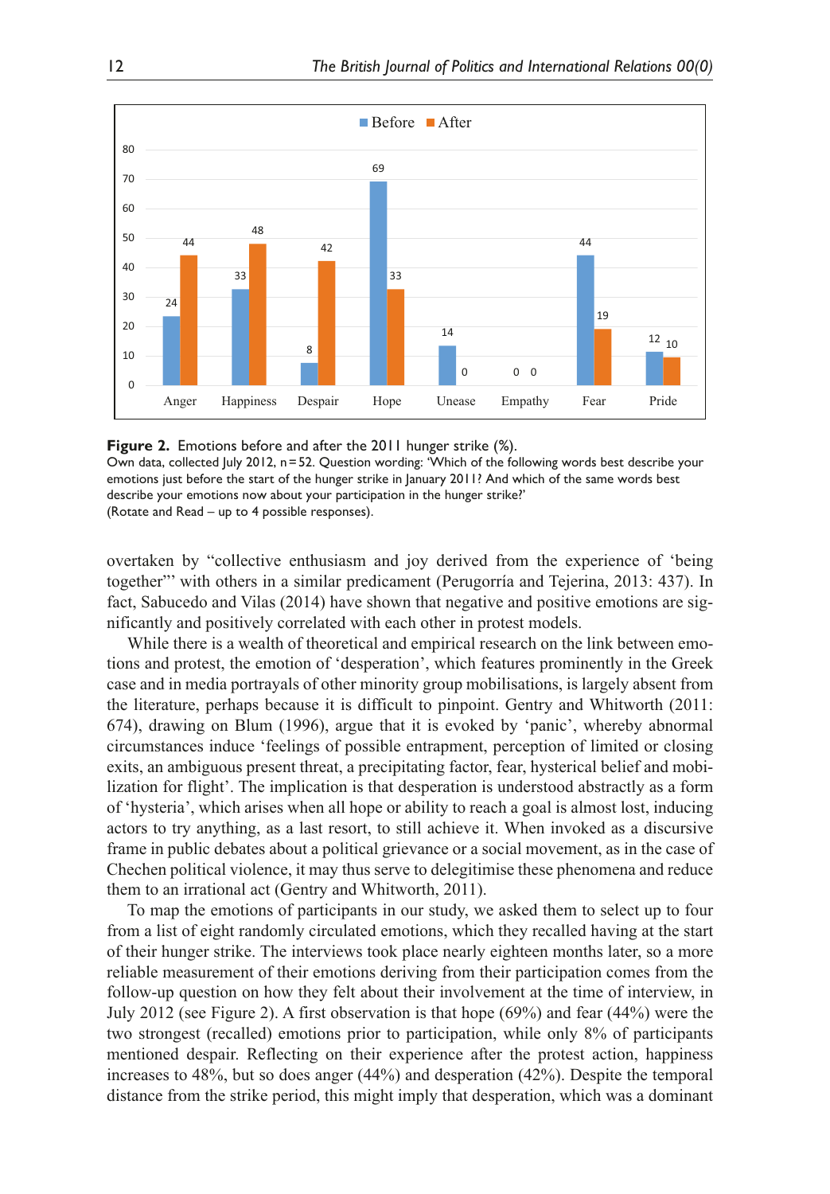**Figure 2.** Emotions before and after the 2011 hunger strike (%).
Own data, collected July 2012, n = 52. Question wording: 'Which of the following words best describe your emotions just before the start of the hunger strike in January 2011? And which of the same words best describe your emotions now about your participation in the hunger strike?'
(Rotate and Read – up to 4 possible responses).

overtaken by "collective enthusiasm and joy derived from the experience of 'being together"' with others in a similar predicament (Perugorría and Tejerina, 2013: 437). In fact, Sabucedo and Vilas (2014) have shown that negative and positive emotions are significantly and positively correlated with each other in protest models.

While there is a wealth of theoretical and empirical research on the link between emotions and protest, the emotion of 'desperation', which features prominently in the Greek case and in media portrayals of other minority group mobilisations, is largely absent from the literature, perhaps because it is difficult to pinpoint. Gentry and Whitworth (2011: 674), drawing on Blum (1996), argue that it is evoked by 'panic', whereby abnormal circumstances induce 'feelings of possible entrapment, perception of limited or closing exits, an ambiguous present threat, a precipitating factor, fear, hysterical belief and mobilization for flight'. The implication is that desperation is understood abstractly as a form of 'hysteria', which arises when all hope or ability to reach a goal is almost lost, inducing actors to try anything, as a last resort, to still achieve it. When invoked as a discursive frame in public debates about a political grievance or a social movement, as in the case of Chechen political violence, it may thus serve to delegitimise these phenomena and reduce them to an irrational act (Gentry and Whitworth, 2011).

To map the emotions of participants in our study, we asked them to select up to four from a list of eight randomly circulated emotions, which they recalled having at the start of their hunger strike. The interviews took place nearly eighteen months later, so a more reliable measurement of their emotions deriving from their participation comes from the follow-up question on how they felt about their involvement at the time of interview, in July 2012 (see Figure 2). A first observation is that hope (69%) and fear (44%) were the two strongest (recalled) emotions prior to participation, while only 8% of participants mentioned despair. Reflecting on their experience after the protest action, happiness increases to 48%, but so does anger (44%) and desperation (42%). Despite the temporal distance from the strike period, this might imply that desperation, which was a dominant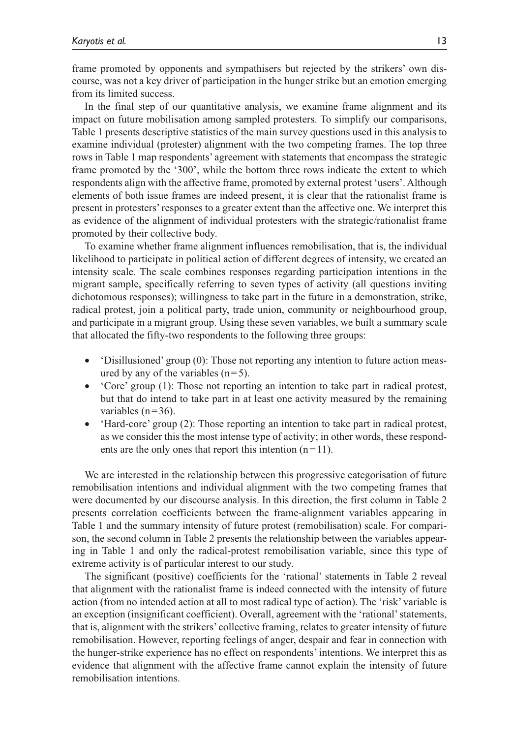frame promoted by opponents and sympathisers but rejected by the strikers' own discourse, was not a key driver of participation in the hunger strike but an emotion emerging from its limited success.

In the final step of our quantitative analysis, we examine frame alignment and its impact on future mobilisation among sampled protesters. To simplify our comparisons, Table 1 presents descriptive statistics of the main survey questions used in this analysis to examine individual (protester) alignment with the two competing frames. The top three rows in Table 1 map respondents' agreement with statements that encompass the strategic frame promoted by the '300', while the bottom three rows indicate the extent to which respondents align with the affective frame, promoted by external protest 'users'. Although elements of both issue frames are indeed present, it is clear that the rationalist frame is present in protesters' responses to a greater extent than the affective one. We interpret this as evidence of the alignment of individual protesters with the strategic/rationalist frame promoted by their collective body.

To examine whether frame alignment influences remobilisation, that is, the individual likelihood to participate in political action of different degrees of intensity, we created an intensity scale. The scale combines responses regarding participation intentions in the migrant sample, specifically referring to seven types of activity (all questions inviting dichotomous responses); willingness to take part in the future in a demonstration, strike, radical protest, join a political party, trade union, community or neighbourhood group, and participate in a migrant group. Using these seven variables, we built a summary scale that allocated the fifty-two respondents to the following three groups:

- 'Disillusioned' group (0): Those not reporting any intention to future action measured by any of the variables (n = 5).
- 'Core' group (1): Those not reporting an intention to take part in radical protest, but that do intend to take part in at least one activity measured by the remaining variables (n = 36).
- 'Hard-core' group (2): Those reporting an intention to take part in radical protest, as we consider this the most intense type of activity; in other words, these respondents are the only ones that report this intention (n = 11).

We are interested in the relationship between this progressive categorisation of future remobilisation intentions and individual alignment with the two competing frames that were documented by our discourse analysis. In this direction, the first column in Table 2 presents correlation coefficients between the frame-alignment variables appearing in Table 1 and the summary intensity of future protest (remobilisation) scale. For comparison, the second column in Table 2 presents the relationship between the variables appearing in Table 1 and only the radical-protest remobilisation variable, since this type of extreme activity is of particular interest to our study.

The significant (positive) coefficients for the 'rational' statements in Table 2 reveal that alignment with the rationalist frame is indeed connected with the intensity of future action (from no intended action at all to most radical type of action). The 'risk' variable is an exception (insignificant coefficient). Overall, agreement with the 'rational' statements, that is, alignment with the strikers' collective framing, relates to greater intensity of future remobilisation. However, reporting feelings of anger, despair and fear in connection with the hunger-strike experience has no effect on respondents' intentions. We interpret this as evidence that alignment with the affective frame cannot explain the intensity of future remobilisation intentions.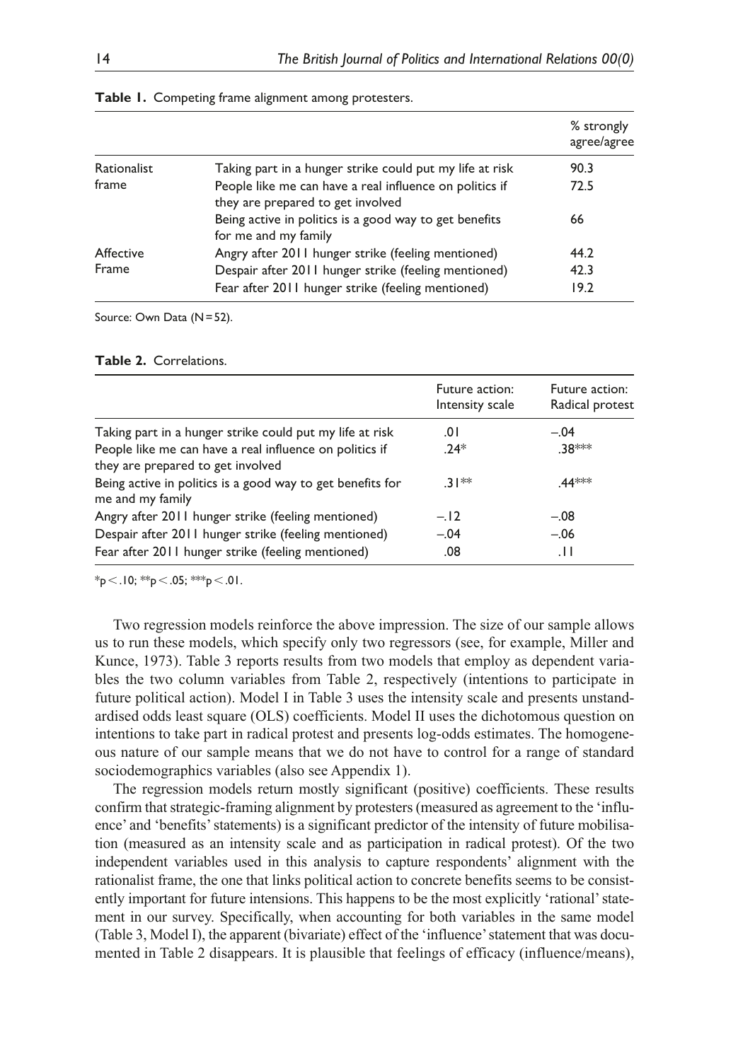**Table 1.** Competing frame alignment among protesters.

| | | % strongly agree/agree |
|---|---|---|
| Rationalist frame | Taking part in a hunger strike could put my life at risk | 90.3 |
| | People like me can have a real influence on politics if they are prepared to get involved | 72.5 |
| | Being active in politics is a good way to get benefits for me and my family | 66 |
| Affective Frame | Angry after 2011 hunger strike (feeling mentioned) | 44.2 |
| | Despair after 2011 hunger strike (feeling mentioned) | 42.3 |
| | Fear after 2011 hunger strike (feeling mentioned) | 19.2 |

Source: Own Data (N = 52).

**Table 2.** Correlations.

| | Future action: Intensity scale | Future action: Radical protest |
|---|---|---|
| Taking part in a hunger strike could put my life at risk | .01 | –.04 |
| People like me can have a real influence on politics if they are prepared to get involved | .24* | .38*** |
| Being active in politics is a good way to get benefits for me and my family | .31** | .44*** |
| Angry after 2011 hunger strike (feeling mentioned) | –.12 | –.08 |
| Despair after 2011 hunger strike (feeling mentioned) | –.04 | –.06 |
| Fear after 2011 hunger strike (feeling mentioned) | .08 | .11 |

*p < .10; **p < .05; ***p < .01.

Two regression models reinforce the above impression. The size of our sample allows us to run these models, which specify only two regressors (see, for example, Miller and Kunce, 1973). Table 3 reports results from two models that employ as dependent variables the two column variables from Table 2, respectively (intentions to participate in future political action). Model I in Table 3 uses the intensity scale and presents unstandardised odds least square (OLS) coefficients. Model II uses the dichotomous question on intentions to take part in radical protest and presents log-odds estimates. The homogeneous nature of our sample means that we do not have to control for a range of standard sociodemographics variables (also see Appendix 1).

The regression models return mostly significant (positive) coefficients. These results confirm that strategic-framing alignment by protesters (measured as agreement to the 'influence' and 'benefits' statements) is a significant predictor of the intensity of future mobilisation (measured as an intensity scale and as participation in radical protest). Of the two independent variables used in this analysis to capture respondents' alignment with the rationalist frame, the one that links political action to concrete benefits seems to be consistently important for future intensions. This happens to be the most explicitly 'rational' statement in our survey. Specifically, when accounting for both variables in the same model (Table 3, Model I), the apparent (bivariate) effect of the 'influence' statement that was documented in Table 2 disappears. It is plausible that feelings of efficacy (influence/means),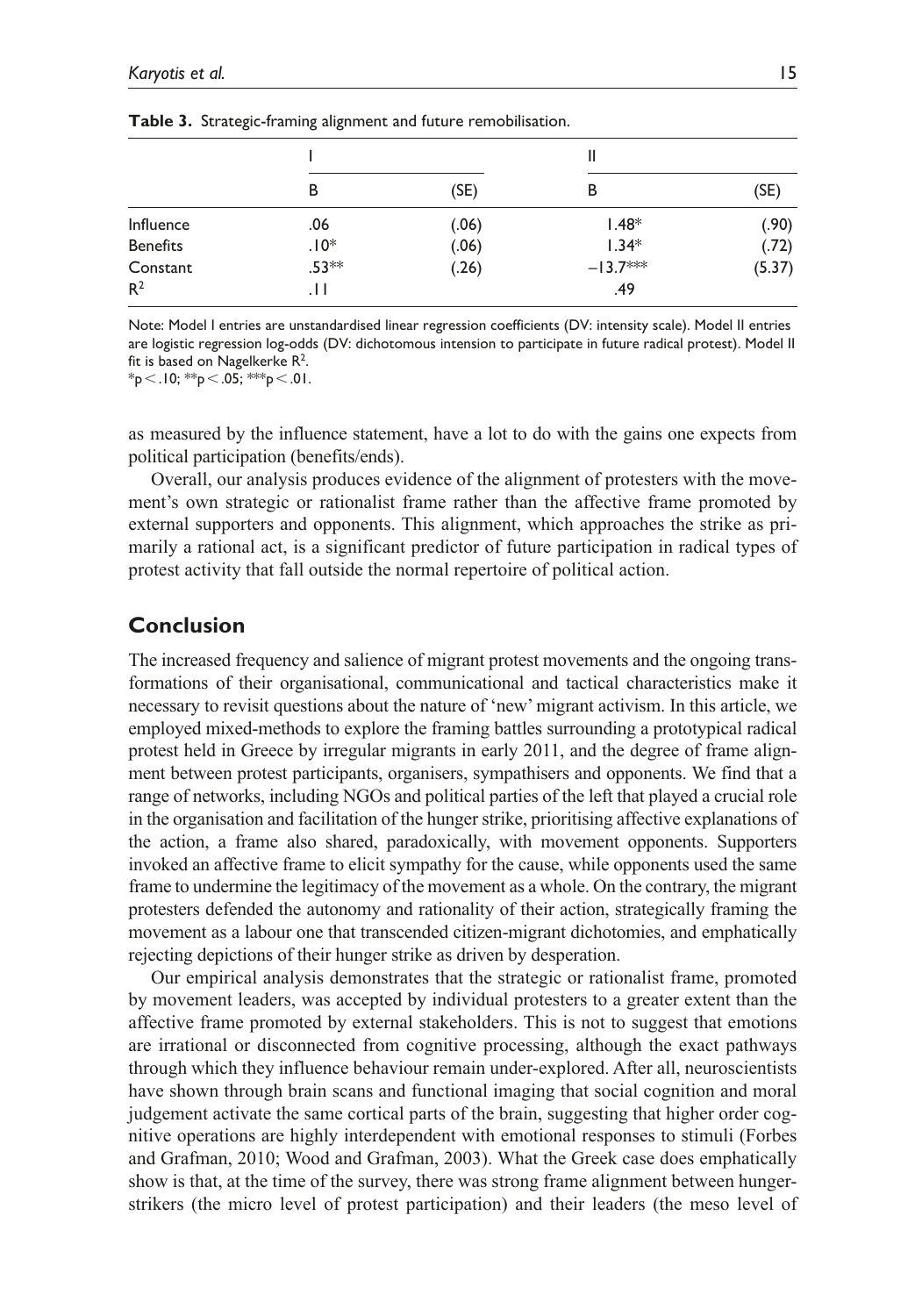**Table 3.** Strategic-framing alignment and future remobilisation.

| | I | | II | |
|---|---|---|---|---|
| | B | (SE) | B | (SE) |
| Influence | .06 | (.06) | 1.48* | (.90) |
| Benefits | .10* | (.06) | 1.34* | (.72) |
| Constant | .53** | (.26) | −13.7*** | (5.37) |
| $R^2$ | .11 | | .49 | |

Note: Model I entries are unstandardised linear regression coefficients (DV: intensity scale). Model II entries are logistic regression log-odds (DV: dichotomous intension to participate in future radical protest). Model II fit is based on Nagelkerke $R^2$.
*p < .10; **p < .05; ***p < .01.

as measured by the influence statement, have a lot to do with the gains one expects from political participation (benefits/ends).

Overall, our analysis produces evidence of the alignment of protesters with the movement's own strategic or rationalist frame rather than the affective frame promoted by external supporters and opponents. This alignment, which approaches the strike as primarily a rational act, is a significant predictor of future participation in radical types of protest activity that fall outside the normal repertoire of political action.

## Conclusion

The increased frequency and salience of migrant protest movements and the ongoing transformations of their organisational, communicational and tactical characteristics make it necessary to revisit questions about the nature of 'new' migrant activism. In this article, we employed mixed-methods to explore the framing battles surrounding a prototypical radical protest held in Greece by irregular migrants in early 2011, and the degree of frame alignment between protest participants, organisers, sympathisers and opponents. We find that a range of networks, including NGOs and political parties of the left that played a crucial role in the organisation and facilitation of the hunger strike, prioritising affective explanations of the action, a frame also shared, paradoxically, with movement opponents. Supporters invoked an affective frame to elicit sympathy for the cause, while opponents used the same frame to undermine the legitimacy of the movement as a whole. On the contrary, the migrant protesters defended the autonomy and rationality of their action, strategically framing the movement as a labour one that transcended citizen-migrant dichotomies, and emphatically rejecting depictions of their hunger strike as driven by desperation.

Our empirical analysis demonstrates that the strategic or rationalist frame, promoted by movement leaders, was accepted by individual protesters to a greater extent than the affective frame promoted by external stakeholders. This is not to suggest that emotions are irrational or disconnected from cognitive processing, although the exact pathways through which they influence behaviour remain under-explored. After all, neuroscientists have shown through brain scans and functional imaging that social cognition and moral judgement activate the same cortical parts of the brain, suggesting that higher order cognitive operations are highly interdependent with emotional responses to stimuli (Forbes and Grafman, 2010; Wood and Grafman, 2003). What the Greek case does emphatically show is that, at the time of the survey, there was strong frame alignment between hunger-strikers (the micro level of protest participation) and their leaders (the meso level of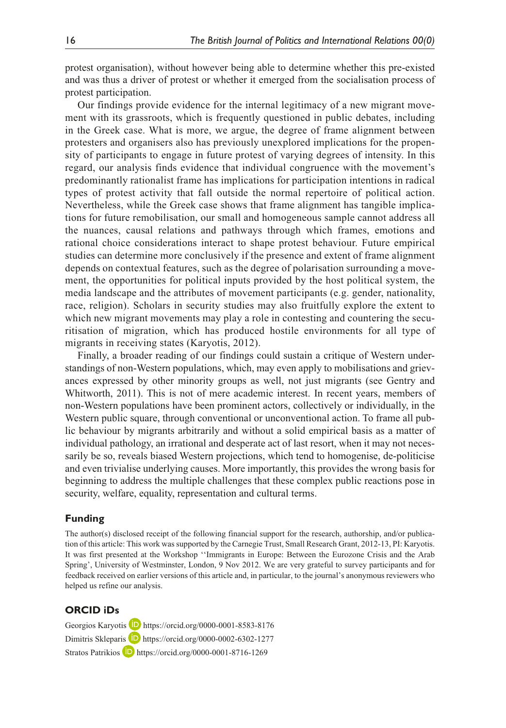protest organisation), without however being able to determine whether this pre-existed and was thus a driver of protest or whether it emerged from the socialisation process of protest participation.

Our findings provide evidence for the internal legitimacy of a new migrant movement with its grassroots, which is frequently questioned in public debates, including in the Greek case. What is more, we argue, the degree of frame alignment between protesters and organisers also has previously unexplored implications for the propensity of participants to engage in future protest of varying degrees of intensity. In this regard, our analysis finds evidence that individual congruence with the movement's predominantly rationalist frame has implications for participation intentions in radical types of protest activity that fall outside the normal repertoire of political action. Nevertheless, while the Greek case shows that frame alignment has tangible implications for future remobilisation, our small and homogeneous sample cannot address all the nuances, causal relations and pathways through which frames, emotions and rational choice considerations interact to shape protest behaviour. Future empirical studies can determine more conclusively if the presence and extent of frame alignment depends on contextual features, such as the degree of polarisation surrounding a movement, the opportunities for political inputs provided by the host political system, the media landscape and the attributes of movement participants (e.g. gender, nationality, race, religion). Scholars in security studies may also fruitfully explore the extent to which new migrant movements may play a role in contesting and countering the securitisation of migration, which has produced hostile environments for all type of migrants in receiving states (Karyotis, 2012).

Finally, a broader reading of our findings could sustain a critique of Western understandings of non-Western populations, which, may even apply to mobilisations and grievances expressed by other minority groups as well, not just migrants (see Gentry and Whitworth, 2011). This is not of mere academic interest. In recent years, members of non-Western populations have been prominent actors, collectively or individually, in the Western public square, through conventional or unconventional action. To frame all public behaviour by migrants arbitrarily and without a solid empirical basis as a matter of individual pathology, an irrational and desperate act of last resort, when it may not necessarily be so, reveals biased Western projections, which tend to homogenise, de-politicise and even trivialise underlying causes. More importantly, this provides the wrong basis for beginning to address the multiple challenges that these complex public reactions pose in security, welfare, equality, representation and cultural terms.

## Funding

The author(s) disclosed receipt of the following financial support for the research, authorship, and/or publication of this article: This work was supported by the Carnegie Trust, Small Research Grant, 2012-13, PI: Karyotis. It was first presented at the Workshop ''Immigrants in Europe: Between the Eurozone Crisis and the Arab Spring', University of Westminster, London, 9 Nov 2012. We are very grateful to survey participants and for feedback received on earlier versions of this article and, in particular, to the journal's anonymous reviewers who helped us refine our analysis.

## ORCID iDs

Georgios Karyotis https://orcid.org/0000-0001-8583-8176
Dimitris Skleparis https://orcid.org/0000-0002-6302-1277
Stratos Patrikios https://orcid.org/0000-0001-8716-1269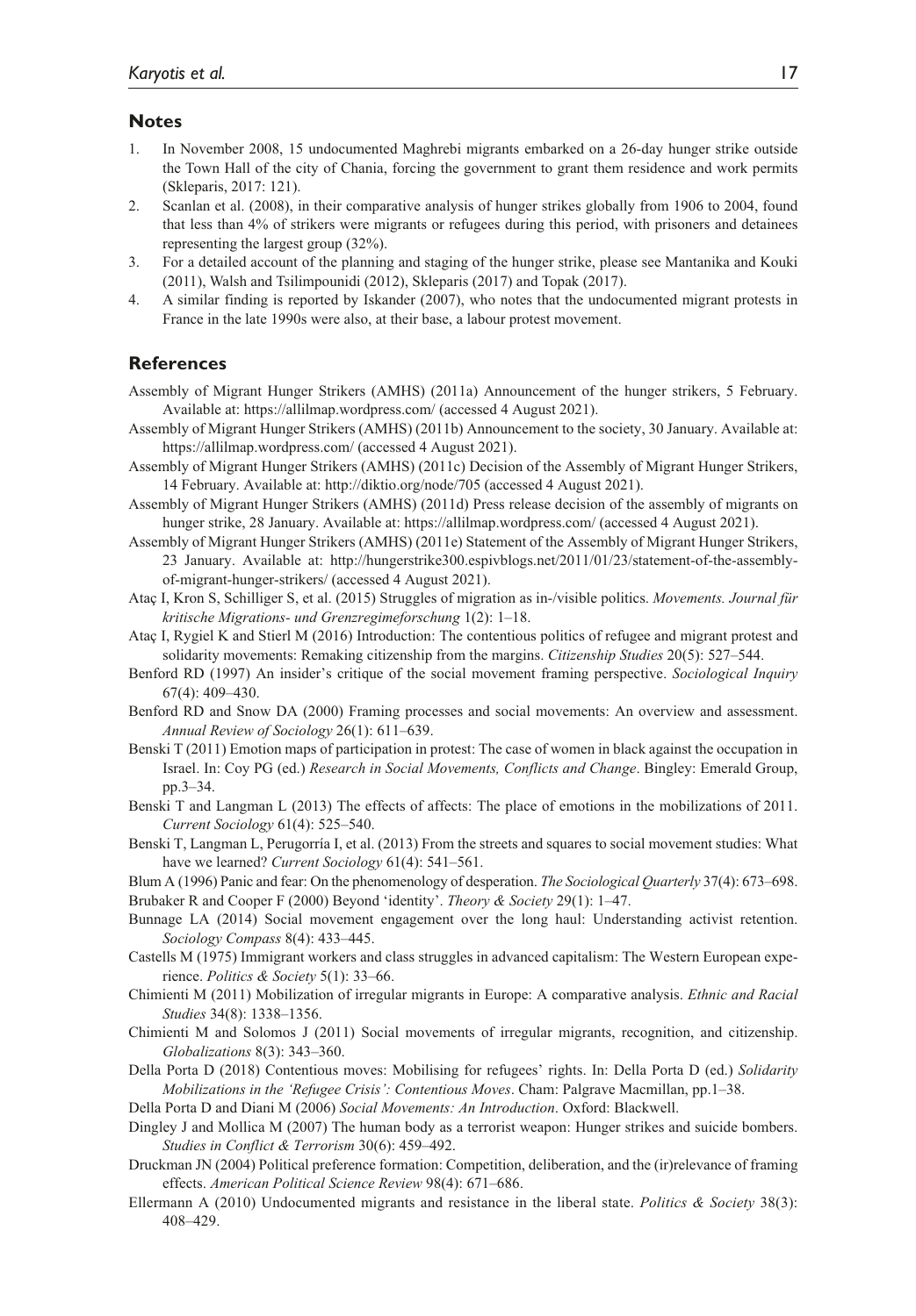## Notes

1. In November 2008, 15 undocumented Maghrebi migrants embarked on a 26-day hunger strike outside the Town Hall of the city of Chania, forcing the government to grant them residence and work permits (Skleparis, 2017: 121).
2. Scanlan et al. (2008), in their comparative analysis of hunger strikes globally from 1906 to 2004, found that less than 4% of strikers were migrants or refugees during this period, with prisoners and detainees representing the largest group (32%).
3. For a detailed account of the planning and staging of the hunger strike, please see Mantanika and Kouki (2011), Walsh and Tsilimpounidi (2012), Skleparis (2017) and Topak (2017).
4. A similar finding is reported by Iskander (2007), who notes that the undocumented migrant protests in France in the late 1990s were also, at their base, a labour protest movement.

## References

Assembly of Migrant Hunger Strikers (AMHS) (2011a) Announcement of the hunger strikers, 5 February. Available at: https://allilmap.wordpress.com/ (accessed 4 August 2021).

Assembly of Migrant Hunger Strikers (AMHS) (2011b) Announcement to the society, 30 January. Available at: https://allilmap.wordpress.com/ (accessed 4 August 2021).

Assembly of Migrant Hunger Strikers (AMHS) (2011c) Decision of the Assembly of Migrant Hunger Strikers, 14 February. Available at: http://diktio.org/node/705 (accessed 4 August 2021).

Assembly of Migrant Hunger Strikers (AMHS) (2011d) Press release decision of the assembly of migrants on hunger strike, 28 January. Available at: https://allilmap.wordpress.com/ (accessed 4 August 2021).

Assembly of Migrant Hunger Strikers (AMHS) (2011e) Statement of the Assembly of Migrant Hunger Strikers, 23 January. Available at: http://hungerstrike300.espivblogs.net/2011/01/23/statement-of-the-assembly-of-migrant-hunger-strikers/ (accessed 4 August 2021).

Ataç I, Kron S, Schilliger S, et al. (2015) Struggles of migration as in-/visible politics. *Movements. Journal für kritische Migrations- und Grenzregimeforschung* 1(2): 1–18.

Ataç I, Rygiel K and Stierl M (2016) Introduction: The contentious politics of refugee and migrant protest and solidarity movements: Remaking citizenship from the margins. *Citizenship Studies* 20(5): 527–544.

Benford RD (1997) An insider's critique of the social movement framing perspective. *Sociological Inquiry* 67(4): 409–430.

Benford RD and Snow DA (2000) Framing processes and social movements: An overview and assessment. *Annual Review of Sociology* 26(1): 611–639.

Benski T (2011) Emotion maps of participation in protest: The case of women in black against the occupation in Israel. In: Coy PG (ed.) *Research in Social Movements, Conflicts and Change*. Bingley: Emerald Group, pp.3–34.

Benski T and Langman L (2013) The effects of affects: The place of emotions in the mobilizations of 2011. *Current Sociology* 61(4): 525–540.

Benski T, Langman L, Perugorría I, et al. (2013) From the streets and squares to social movement studies: What have we learned? *Current Sociology* 61(4): 541–561.

Blum A (1996) Panic and fear: On the phenomenology of desperation. *The Sociological Quarterly* 37(4): 673–698.

Brubaker R and Cooper F (2000) Beyond 'identity'. *Theory & Society* 29(1): 1–47.

Bunnage LA (2014) Social movement engagement over the long haul: Understanding activist retention. *Sociology Compass* 8(4): 433–445.

Castells M (1975) Immigrant workers and class struggles in advanced capitalism: The Western European experience. *Politics & Society* 5(1): 33–66.

Chimienti M (2011) Mobilization of irregular migrants in Europe: A comparative analysis. *Ethnic and Racial Studies* 34(8): 1338–1356.

Chimienti M and Solomos J (2011) Social movements of irregular migrants, recognition, and citizenship. *Globalizations* 8(3): 343–360.

Della Porta D (2018) Contentious moves: Mobilising for refugees' rights. In: Della Porta D (ed.) *Solidarity Mobilizations in the 'Refugee Crisis': Contentious Moves*. Cham: Palgrave Macmillan, pp.1–38.

Della Porta D and Diani M (2006) *Social Movements: An Introduction*. Oxford: Blackwell.

Dingley J and Mollica M (2007) The human body as a terrorist weapon: Hunger strikes and suicide bombers. *Studies in Conflict & Terrorism* 30(6): 459–492.

Druckman JN (2004) Political preference formation: Competition, deliberation, and the (ir)relevance of framing effects. *American Political Science Review* 98(4): 671–686.

Ellermann A (2010) Undocumented migrants and resistance in the liberal state. *Politics & Society* 38(3): 408–429.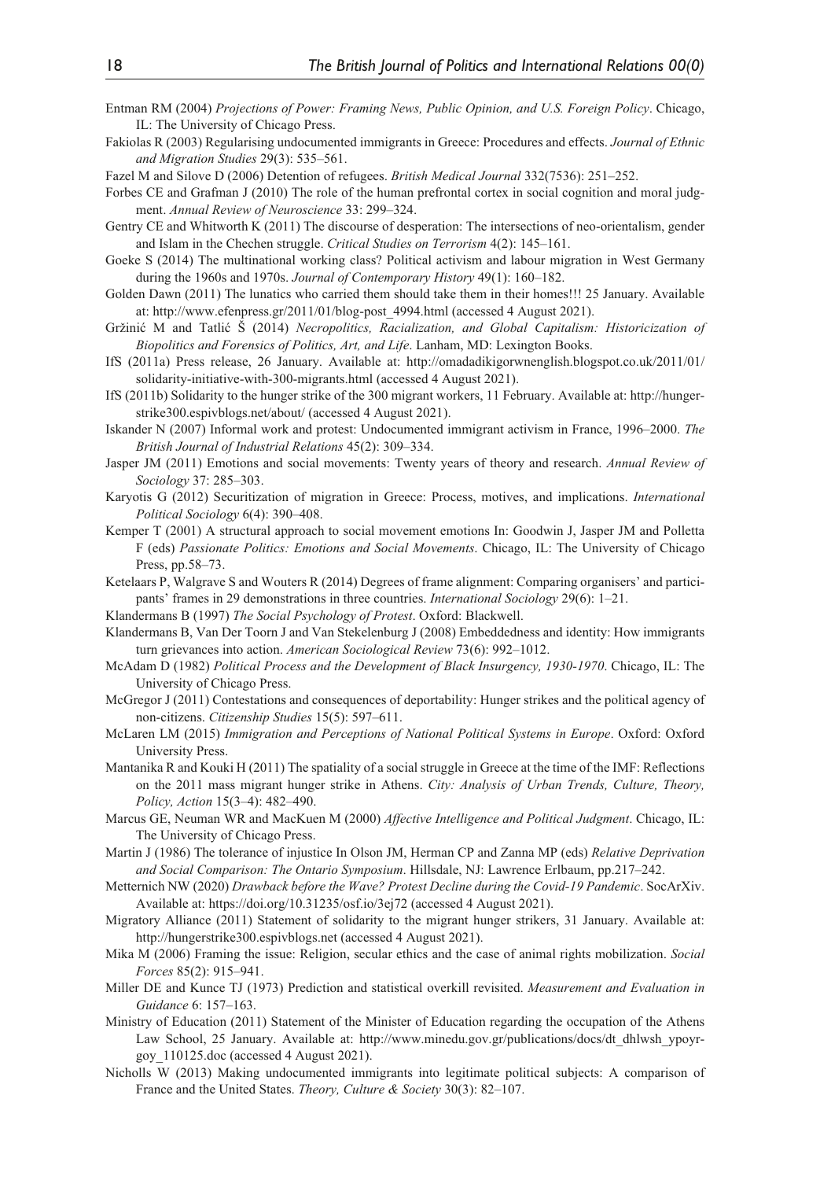Entman RM (2004) *Projections of Power: Framing News, Public Opinion, and U.S. Foreign Policy*. Chicago, IL: The University of Chicago Press.

Fakiolas R (2003) Regularising undocumented immigrants in Greece: Procedures and effects. *Journal of Ethnic and Migration Studies* 29(3): 535–561.

Fazel M and Silove D (2006) Detention of refugees. *British Medical Journal* 332(7536): 251–252.

Forbes CE and Grafman J (2010) The role of the human prefrontal cortex in social cognition and moral judgment. *Annual Review of Neuroscience* 33: 299–324.

Gentry CE and Whitworth K (2011) The discourse of desperation: The intersections of neo-orientalism, gender and Islam in the Chechen struggle. *Critical Studies on Terrorism* 4(2): 145–161.

Goeke S (2014) The multinational working class? Political activism and labour migration in West Germany during the 1960s and 1970s. *Journal of Contemporary History* 49(1): 160–182.

Golden Dawn (2011) The lunatics who carried them should take them in their homes!!! 25 January. Available at: http://www.efenpress.gr/2011/01/blog-post_4994.html (accessed 4 August 2021).

Gržinić M and Tatlić Š (2014) *Necropolitics, Racialization, and Global Capitalism: Historicization of Biopolitics and Forensics of Politics, Art, and Life*. Lanham, MD: Lexington Books.

IfS (2011a) Press release, 26 January. Available at: http://omadadikigorwnenglish.blogspot.co.uk/2011/01/solidarity-initiative-with-300-migrants.html (accessed 4 August 2021).

IfS (2011b) Solidarity to the hunger strike of the 300 migrant workers, 11 February. Available at: http://hungerstrike300.espivblogs.net/about/ (accessed 4 August 2021).

Iskander N (2007) Informal work and protest: Undocumented immigrant activism in France, 1996–2000. *The British Journal of Industrial Relations* 45(2): 309–334.

Jasper JM (2011) Emotions and social movements: Twenty years of theory and research. *Annual Review of Sociology* 37: 285–303.

Karyotis G (2012) Securitization of migration in Greece: Process, motives, and implications. *International Political Sociology* 6(4): 390–408.

Kemper T (2001) A structural approach to social movement emotions In: Goodwin J, Jasper JM and Polletta F (eds) *Passionate Politics: Emotions and Social Movements*. Chicago, IL: The University of Chicago Press, pp.58–73.

Ketelaars P, Walgrave S and Wouters R (2014) Degrees of frame alignment: Comparing organisers' and participants' frames in 29 demonstrations in three countries. *International Sociology* 29(6): 1–21.

Klandermans B (1997) *The Social Psychology of Protest*. Oxford: Blackwell.

Klandermans B, Van Der Toorn J and Van Stekelenburg J (2008) Embeddedness and identity: How immigrants turn grievances into action. *American Sociological Review* 73(6): 992–1012.

McAdam D (1982) *Political Process and the Development of Black Insurgency, 1930-1970*. Chicago, IL: The University of Chicago Press.

McGregor J (2011) Contestations and consequences of deportability: Hunger strikes and the political agency of non-citizens. *Citizenship Studies* 15(5): 597–611.

McLaren LM (2015) *Immigration and Perceptions of National Political Systems in Europe*. Oxford: Oxford University Press.

Mantanika R and Kouki H (2011) The spatiality of a social struggle in Greece at the time of the IMF: Reflections on the 2011 mass migrant hunger strike in Athens. *City: Analysis of Urban Trends, Culture, Theory, Policy, Action* 15(3–4): 482–490.

Marcus GE, Neuman WR and MacKuen M (2000) *Affective Intelligence and Political Judgment*. Chicago, IL: The University of Chicago Press.

Martin J (1986) The tolerance of injustice In Olson JM, Herman CP and Zanna MP (eds) *Relative Deprivation and Social Comparison: The Ontario Symposium*. Hillsdale, NJ: Lawrence Erlbaum, pp.217–242.

Metternich NW (2020) *Drawback before the Wave? Protest Decline during the Covid-19 Pandemic*. SocArXiv. Available at: https://doi.org/10.31235/osf.io/3ej72 (accessed 4 August 2021).

Migratory Alliance (2011) Statement of solidarity to the migrant hunger strikers, 31 January. Available at: http://hungerstrike300.espivblogs.net (accessed 4 August 2021).

Mika M (2006) Framing the issue: Religion, secular ethics and the case of animal rights mobilization. *Social Forces* 85(2): 915–941.

Miller DE and Kunce TJ (1973) Prediction and statistical overkill revisited. *Measurement and Evaluation in Guidance* 6: 157–163.

Ministry of Education (2011) Statement of the Minister of Education regarding the occupation of the Athens Law School, 25 January. Available at: http://www.minedu.gov.gr/publications/docs/dt_dhlwsh_ypoyrgoy_110125.doc (accessed 4 August 2021).

Nicholls W (2013) Making undocumented immigrants into legitimate political subjects: A comparison of France and the United States. *Theory, Culture & Society* 30(3): 82–107.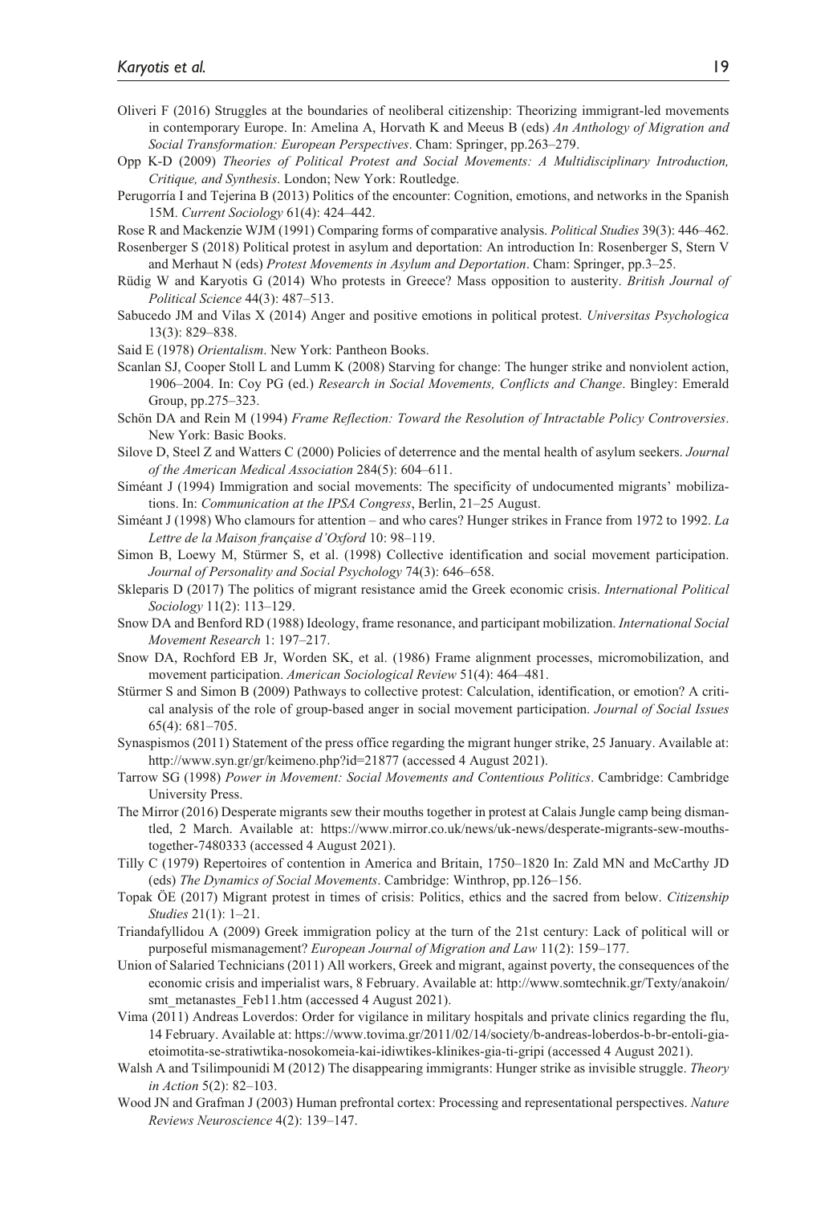Oliveri F (2016) Struggles at the boundaries of neoliberal citizenship: Theorizing immigrant-led movements in contemporary Europe. In: Amelina A, Horvath K and Meeus B (eds) *An Anthology of Migration and Social Transformation: European Perspectives*. Cham: Springer, pp.263–279.

Opp K-D (2009) *Theories of Political Protest and Social Movements: A Multidisciplinary Introduction, Critique, and Synthesis*. London; New York: Routledge.

Perugorría I and Tejerina B (2013) Politics of the encounter: Cognition, emotions, and networks in the Spanish 15M. *Current Sociology* 61(4): 424–442.

Rose R and Mackenzie WJM (1991) Comparing forms of comparative analysis. *Political Studies* 39(3): 446–462.

Rosenberger S (2018) Political protest in asylum and deportation: An introduction In: Rosenberger S, Stern V and Merhaut N (eds) *Protest Movements in Asylum and Deportation*. Cham: Springer, pp.3–25.

Rüdig W and Karyotis G (2014) Who protests in Greece? Mass opposition to austerity. *British Journal of Political Science* 44(3): 487–513.

Sabucedo JM and Vilas X (2014) Anger and positive emotions in political protest. *Universitas Psychologica* 13(3): 829–838.

Said E (1978) *Orientalism*. New York: Pantheon Books.

Scanlan SJ, Cooper Stoll L and Lumm K (2008) Starving for change: The hunger strike and nonviolent action, 1906–2004. In: Coy PG (ed.) *Research in Social Movements, Conflicts and Change*. Bingley: Emerald Group, pp.275–323.

Schön DA and Rein M (1994) *Frame Reflection: Toward the Resolution of Intractable Policy Controversies*. New York: Basic Books.

Silove D, Steel Z and Watters C (2000) Policies of deterrence and the mental health of asylum seekers. *Journal of the American Medical Association* 284(5): 604–611.

Siméant J (1994) Immigration and social movements: The specificity of undocumented migrants' mobilizations. In: *Communication at the IPSA Congress*, Berlin, 21–25 August.

Siméant J (1998) Who clamours for attention – and who cares? Hunger strikes in France from 1972 to 1992. *La Lettre de la Maison française d'Oxford* 10: 98–119.

Simon B, Loewy M, Stürmer S, et al. (1998) Collective identification and social movement participation. *Journal of Personality and Social Psychology* 74(3): 646–658.

Skleparis D (2017) The politics of migrant resistance amid the Greek economic crisis. *International Political Sociology* 11(2): 113–129.

Snow DA and Benford RD (1988) Ideology, frame resonance, and participant mobilization. *International Social Movement Research* 1: 197–217.

Snow DA, Rochford EB Jr, Worden SK, et al. (1986) Frame alignment processes, micromobilization, and movement participation. *American Sociological Review* 51(4): 464–481.

Stürmer S and Simon B (2009) Pathways to collective protest: Calculation, identification, or emotion? A critical analysis of the role of group-based anger in social movement participation. *Journal of Social Issues* 65(4): 681–705.

Synaspismos (2011) Statement of the press office regarding the migrant hunger strike, 25 January. Available at: http://www.syn.gr/gr/keimeno.php?id=21877 (accessed 4 August 2021).

Tarrow SG (1998) *Power in Movement: Social Movements and Contentious Politics*. Cambridge: Cambridge University Press.

The Mirror (2016) Desperate migrants sew their mouths together in protest at Calais Jungle camp being dismantled, 2 March. Available at: https://www.mirror.co.uk/news/uk-news/desperate-migrants-sew-mouths-together-7480333 (accessed 4 August 2021).

Tilly C (1979) Repertoires of contention in America and Britain, 1750–1820 In: Zald MN and McCarthy JD (eds) *The Dynamics of Social Movements*. Cambridge: Winthrop, pp.126–156.

Topak ÖE (2017) Migrant protest in times of crisis: Politics, ethics and the sacred from below. *Citizenship Studies* 21(1): 1–21.

Triandafyllidou A (2009) Greek immigration policy at the turn of the 21st century: Lack of political will or purposeful mismanagement? *European Journal of Migration and Law* 11(2): 159–177.

Union of Salaried Technicians (2011) All workers, Greek and migrant, against poverty, the consequences of the economic crisis and imperialist wars, 8 February. Available at: http://www.somtechnik.gr/Texty/anakoin/smt_metanastes_Feb11.htm (accessed 4 August 2021).

Vima (2011) Andreas Loverdos: Order for vigilance in military hospitals and private clinics regarding the flu, 14 February. Available at: https://www.tovima.gr/2011/02/14/society/b-andreas-loberdos-b-br-entoli-gia-etoimotita-se-stratiwtika-nosokomeia-kai-idiwtikes-klinikes-gia-ti-gripi (accessed 4 August 2021).

Walsh A and Tsilimpounidi M (2012) The disappearing immigrants: Hunger strike as invisible struggle. *Theory in Action* 5(2): 82–103.

Wood JN and Grafman J (2003) Human prefrontal cortex: Processing and representational perspectives. *Nature Reviews Neuroscience* 4(2): 139–147.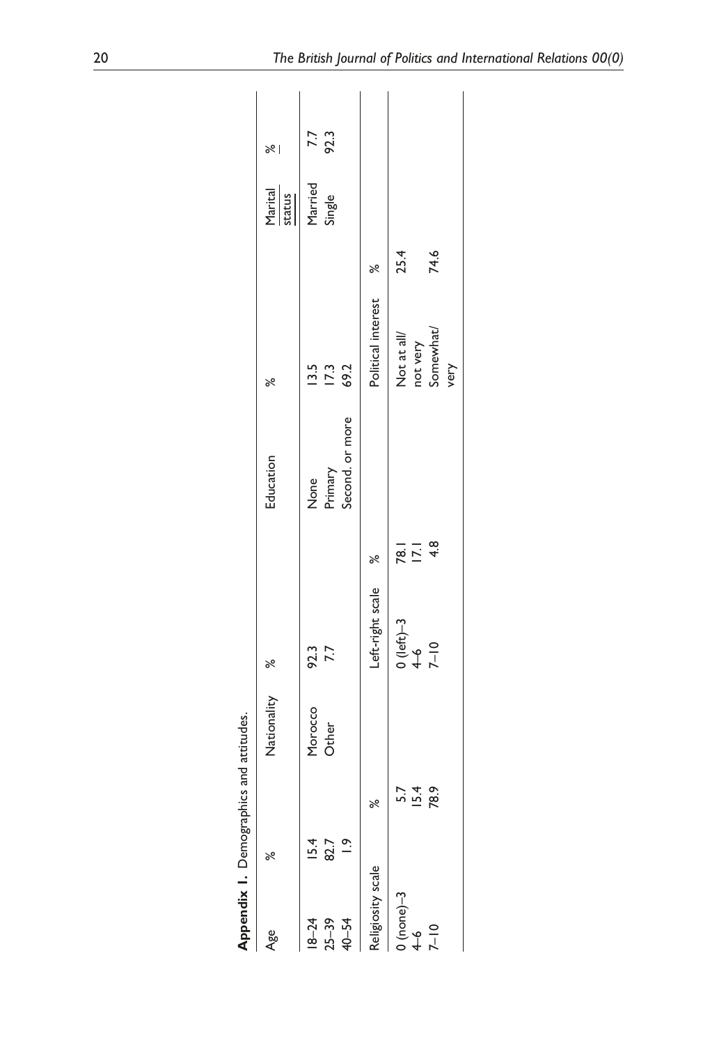**Appendix 1.** Demographics and attitudes.

| Age | % | Nationality | % | Education | % | Marital status | % |
|---|---|---|---|---|---|---|---|
| 18–24 | 15.4 | Morocco | 92.3 | None | 13.5 | Married | 7.7 |
| 25–39 | 82.7 | Other | 7.7 | Primary | 17.3 | Single | 92.3 |
| 40–54 | 1.9 | | | Second. or more | 69.2 | | |
| **Religiosity scale** | **%** | **Left-right scale** | **%** | **Political interest** | **%** | | |
| 0 (none)–3 | 5.7 | 0 (left)–3 | 78.1 | Not at all/ not very | 25.4 | | |
| 4–6 | 15.4 | 4–6 | 17.1 | | | | |
| 7–10 | 78.9 | 7–10 | 4.8 | Somewhat/ very | 74.6 | | |